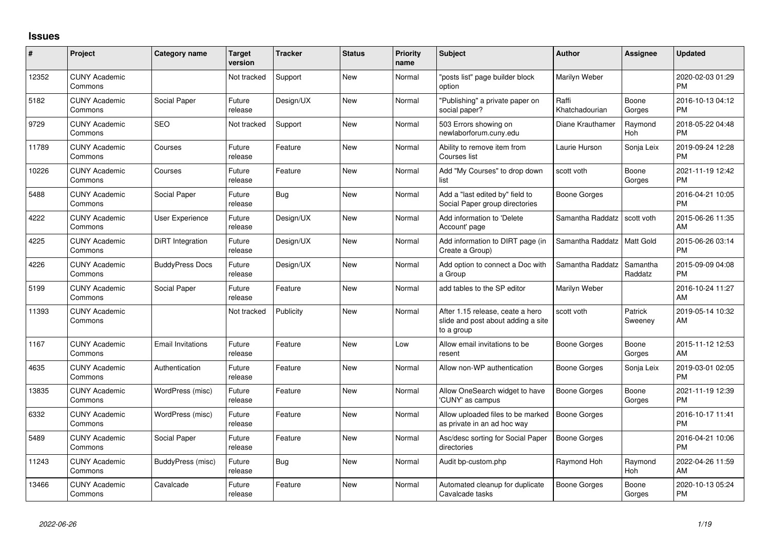# Issues

| # | Project | Category name | Target version | Tracker | Status | Priority name | Subject | Author | Assignee | Updated |
|---|---|---|---|---|---|---|---|---|---|---|
| 12352 | CUNY Academic Commons | | Not tracked | Support | New | Normal | "posts list" page builder block option | Marilyn Weber | | 2020-02-03 01:29 PM |
| 5182 | CUNY Academic Commons | Social Paper | Future release | Design/UX | New | Normal | "Publishing" a private paper on social paper? | Raffi Khatchadourian | Boone Gorges | 2016-10-13 04:12 PM |
| 9729 | CUNY Academic Commons | SEO | Not tracked | Support | New | Normal | 503 Errors showing on newlaborforum.cuny.edu | Diane Krauthamer | Raymond Hoh | 2018-05-22 04:48 PM |
| 11789 | CUNY Academic Commons | Courses | Future release | Feature | New | Normal | Ability to remove item from Courses list | Laurie Hurson | Sonja Leix | 2019-09-24 12:28 PM |
| 10226 | CUNY Academic Commons | Courses | Future release | Feature | New | Normal | Add "My Courses" to drop down list | scott voth | Boone Gorges | 2021-11-19 12:42 PM |
| 5488 | CUNY Academic Commons | Social Paper | Future release | Bug | New | Normal | Add a "last edited by" field to Social Paper group directories | Boone Gorges | | 2016-04-21 10:05 PM |
| 4222 | CUNY Academic Commons | User Experience | Future release | Design/UX | New | Normal | Add information to 'Delete Account' page | Samantha Raddatz | scott voth | 2015-06-26 11:35 AM |
| 4225 | CUNY Academic Commons | DiRT Integration | Future release | Design/UX | New | Normal | Add information to DIRT page (in Create a Group) | Samantha Raddatz | Matt Gold | 2015-06-26 03:14 PM |
| 4226 | CUNY Academic Commons | BuddyPress Docs | Future release | Design/UX | New | Normal | Add option to connect a Doc with a Group | Samantha Raddatz | Samantha Raddatz | 2015-09-09 04:08 PM |
| 5199 | CUNY Academic Commons | Social Paper | Future release | Feature | New | Normal | add tables to the SP editor | Marilyn Weber | | 2016-10-24 11:27 AM |
| 11393 | CUNY Academic Commons | | Not tracked | Publicity | New | Normal | After 1.15 release, ceate a hero slide and post about adding a site to a group | scott voth | Patrick Sweeney | 2019-05-14 10:32 AM |
| 1167 | CUNY Academic Commons | Email Invitations | Future release | Feature | New | Low | Allow email invitations to be resent | Boone Gorges | Boone Gorges | 2015-11-12 12:53 AM |
| 4635 | CUNY Academic Commons | Authentication | Future release | Feature | New | Normal | Allow non-WP authentication | Boone Gorges | Sonja Leix | 2019-03-01 02:05 PM |
| 13835 | CUNY Academic Commons | WordPress (misc) | Future release | Feature | New | Normal | Allow OneSearch widget to have 'CUNY' as campus | Boone Gorges | Boone Gorges | 2021-11-19 12:39 PM |
| 6332 | CUNY Academic Commons | WordPress (misc) | Future release | Feature | New | Normal | Allow uploaded files to be marked as private in an ad hoc way | Boone Gorges | | 2016-10-17 11:41 PM |
| 5489 | CUNY Academic Commons | Social Paper | Future release | Feature | New | Normal | Asc/desc sorting for Social Paper directories | Boone Gorges | | 2016-04-21 10:06 PM |
| 11243 | CUNY Academic Commons | BuddyPress (misc) | Future release | Bug | New | Normal | Audit bp-custom.php | Raymond Hoh | Raymond Hoh | 2022-04-26 11:59 AM |
| 13466 | CUNY Academic Commons | Cavalcade | Future release | Feature | New | Normal | Automated cleanup for duplicate Cavalcade tasks | Boone Gorges | Boone Gorges | 2020-10-13 05:24 PM |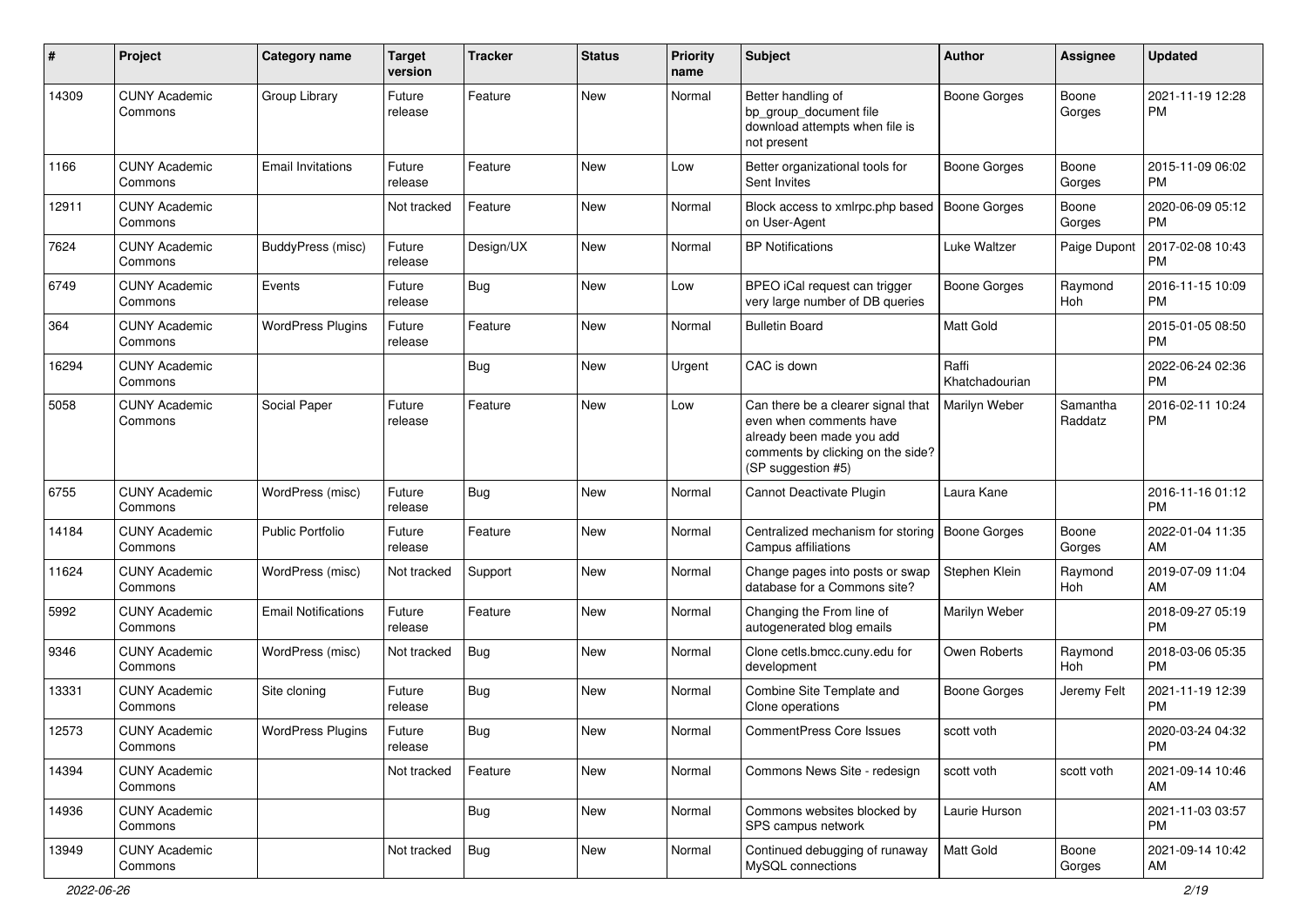| # | Project | Category name | Target version | Tracker | Status | Priority name | Subject | Author | Assignee | Updated |
|---|---|---|---|---|---|---|---|---|---|---|
| 14309 | CUNY Academic Commons | Group Library | Future release | Feature | New | Normal | Better handling of bp_group_document file download attempts when file is not present | Boone Gorges | Boone Gorges | 2021-11-19 12:28 PM |
| 1166 | CUNY Academic Commons | Email Invitations | Future release | Feature | New | Low | Better organizational tools for Sent Invites | Boone Gorges | Boone Gorges | 2015-11-09 06:02 PM |
| 12911 | CUNY Academic Commons | | Not tracked | Feature | New | Normal | Block access to xmlrpc.php based on User-Agent | Boone Gorges | Boone Gorges | 2020-06-09 05:12 PM |
| 7624 | CUNY Academic Commons | BuddyPress (misc) | Future release | Design/UX | New | Normal | BP Notifications | Luke Waltzer | Paige Dupont | 2017-02-08 10:43 PM |
| 6749 | CUNY Academic Commons | Events | Future release | Bug | New | Low | BPEO iCal request can trigger very large number of DB queries | Boone Gorges | Raymond Hoh | 2016-11-15 10:09 PM |
| 364 | CUNY Academic Commons | WordPress Plugins | Future release | Feature | New | Normal | Bulletin Board | Matt Gold | | 2015-01-05 08:50 PM |
| 16294 | CUNY Academic Commons | | | Bug | New | Urgent | CAC is down | Raffi Khatchadourian | | 2022-06-24 02:36 PM |
| 5058 | CUNY Academic Commons | Social Paper | Future release | Feature | New | Low | Can there be a clearer signal that even when comments have already been made you add comments by clicking on the side? (SP suggestion #5) | Marilyn Weber | Samantha Raddatz | 2016-02-11 10:24 PM |
| 6755 | CUNY Academic Commons | WordPress (misc) | Future release | Bug | New | Normal | Cannot Deactivate Plugin | Laura Kane | | 2016-11-16 01:12 PM |
| 14184 | CUNY Academic Commons | Public Portfolio | Future release | Feature | New | Normal | Centralized mechanism for storing Campus affiliations | Boone Gorges | Boone Gorges | 2022-01-04 11:35 AM |
| 11624 | CUNY Academic Commons | WordPress (misc) | Not tracked | Support | New | Normal | Change pages into posts or swap database for a Commons site? | Stephen Klein | Raymond Hoh | 2019-07-09 11:04 AM |
| 5992 | CUNY Academic Commons | Email Notifications | Future release | Feature | New | Normal | Changing the From line of autogenerated blog emails | Marilyn Weber | | 2018-09-27 05:19 PM |
| 9346 | CUNY Academic Commons | WordPress (misc) | Not tracked | Bug | New | Normal | Clone cetls.bmcc.cuny.edu for development | Owen Roberts | Raymond Hoh | 2018-03-06 05:35 PM |
| 13331 | CUNY Academic Commons | Site cloning | Future release | Bug | New | Normal | Combine Site Template and Clone operations | Boone Gorges | Jeremy Felt | 2021-11-19 12:39 PM |
| 12573 | CUNY Academic Commons | WordPress Plugins | Future release | Bug | New | Normal | CommentPress Core Issues | scott voth | | 2020-03-24 04:32 PM |
| 14394 | CUNY Academic Commons | | Not tracked | Feature | New | Normal | Commons News Site - redesign | scott voth | scott voth | 2021-09-14 10:46 AM |
| 14936 | CUNY Academic Commons | | | Bug | New | Normal | Commons websites blocked by SPS campus network | Laurie Hurson | | 2021-11-03 03:57 PM |
| 13949 | CUNY Academic Commons | | Not tracked | Bug | New | Normal | Continued debugging of runaway MySQL connections | Matt Gold | Boone Gorges | 2021-09-14 10:42 AM |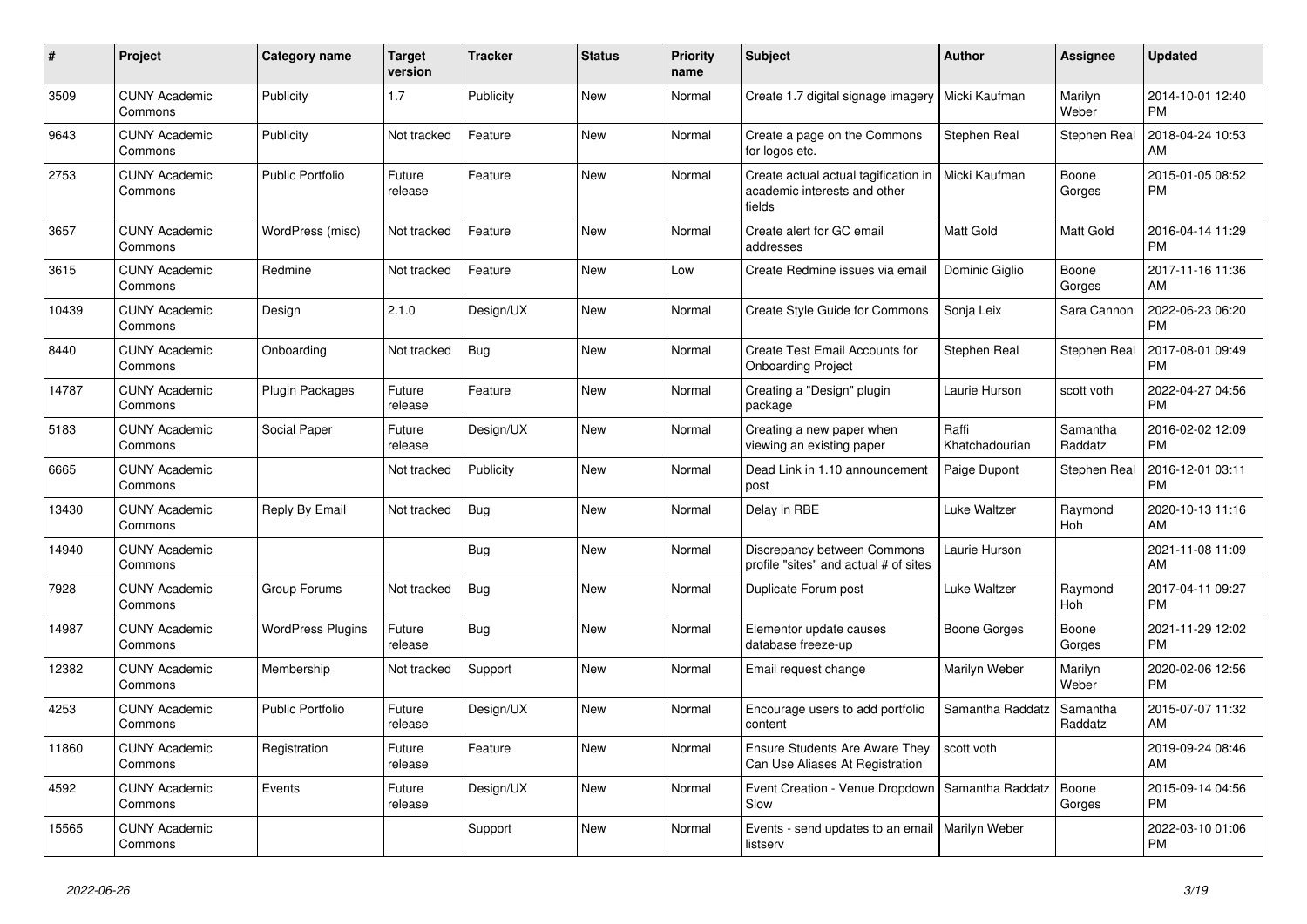| # | Project | Category name | Target version | Tracker | Status | Priority name | Subject | Author | Assignee | Updated |
|---|---|---|---|---|---|---|---|---|---|---|
| 3509 | CUNY Academic Commons | Publicity | 1.7 | Publicity | New | Normal | Create 1.7 digital signage imagery | Micki Kaufman | Marilyn Weber | 2014-10-01 12:40 PM |
| 9643 | CUNY Academic Commons | Publicity | Not tracked | Feature | New | Normal | Create a page on the Commons for logos etc. | Stephen Real | Stephen Real | 2018-04-24 10:53 AM |
| 2753 | CUNY Academic Commons | Public Portfolio | Future release | Feature | New | Normal | Create actual actual tagification in academic interests and other fields | Micki Kaufman | Boone Gorges | 2015-01-05 08:52 PM |
| 3657 | CUNY Academic Commons | WordPress (misc) | Not tracked | Feature | New | Normal | Create alert for GC email addresses | Matt Gold | Matt Gold | 2016-04-14 11:29 PM |
| 3615 | CUNY Academic Commons | Redmine | Not tracked | Feature | New | Low | Create Redmine issues via email | Dominic Giglio | Boone Gorges | 2017-11-16 11:36 AM |
| 10439 | CUNY Academic Commons | Design | 2.1.0 | Design/UX | New | Normal | Create Style Guide for Commons | Sonja Leix | Sara Cannon | 2022-06-23 06:20 PM |
| 8440 | CUNY Academic Commons | Onboarding | Not tracked | Bug | New | Normal | Create Test Email Accounts for Onboarding Project | Stephen Real | Stephen Real | 2017-08-01 09:49 PM |
| 14787 | CUNY Academic Commons | Plugin Packages | Future release | Feature | New | Normal | Creating a "Design" plugin package | Laurie Hurson | scott voth | 2022-04-27 04:56 PM |
| 5183 | CUNY Academic Commons | Social Paper | Future release | Design/UX | New | Normal | Creating a new paper when viewing an existing paper | Raffi Khatchadourian | Samantha Raddatz | 2016-02-02 12:09 PM |
| 6665 | CUNY Academic Commons | | Not tracked | Publicity | New | Normal | Dead Link in 1.10 announcement post | Paige Dupont | Stephen Real | 2016-12-01 03:11 PM |
| 13430 | CUNY Academic Commons | Reply By Email | Not tracked | Bug | New | Normal | Delay in RBE | Luke Waltzer | Raymond Hoh | 2020-10-13 11:16 AM |
| 14940 | CUNY Academic Commons | | | Bug | New | Normal | Discrepancy between Commons profile "sites" and actual # of sites | Laurie Hurson | | 2021-11-08 11:09 AM |
| 7928 | CUNY Academic Commons | Group Forums | Not tracked | Bug | New | Normal | Duplicate Forum post | Luke Waltzer | Raymond Hoh | 2017-04-11 09:27 PM |
| 14987 | CUNY Academic Commons | WordPress Plugins | Future release | Bug | New | Normal | Elementor update causes database freeze-up | Boone Gorges | Boone Gorges | 2021-11-29 12:02 PM |
| 12382 | CUNY Academic Commons | Membership | Not tracked | Support | New | Normal | Email request change | Marilyn Weber | Marilyn Weber | 2020-02-06 12:56 PM |
| 4253 | CUNY Academic Commons | Public Portfolio | Future release | Design/UX | New | Normal | Encourage users to add portfolio content | Samantha Raddatz | Samantha Raddatz | 2015-07-07 11:32 AM |
| 11860 | CUNY Academic Commons | Registration | Future release | Feature | New | Normal | Ensure Students Are Aware They Can Use Aliases At Registration | scott voth | | 2019-09-24 08:46 AM |
| 4592 | CUNY Academic Commons | Events | Future release | Design/UX | New | Normal | Event Creation - Venue Dropdown Slow | Samantha Raddatz | Boone Gorges | 2015-09-14 04:56 PM |
| 15565 | CUNY Academic Commons | | | Support | New | Normal | Events - send updates to an email listserv | Marilyn Weber | | 2022-03-10 01:06 PM |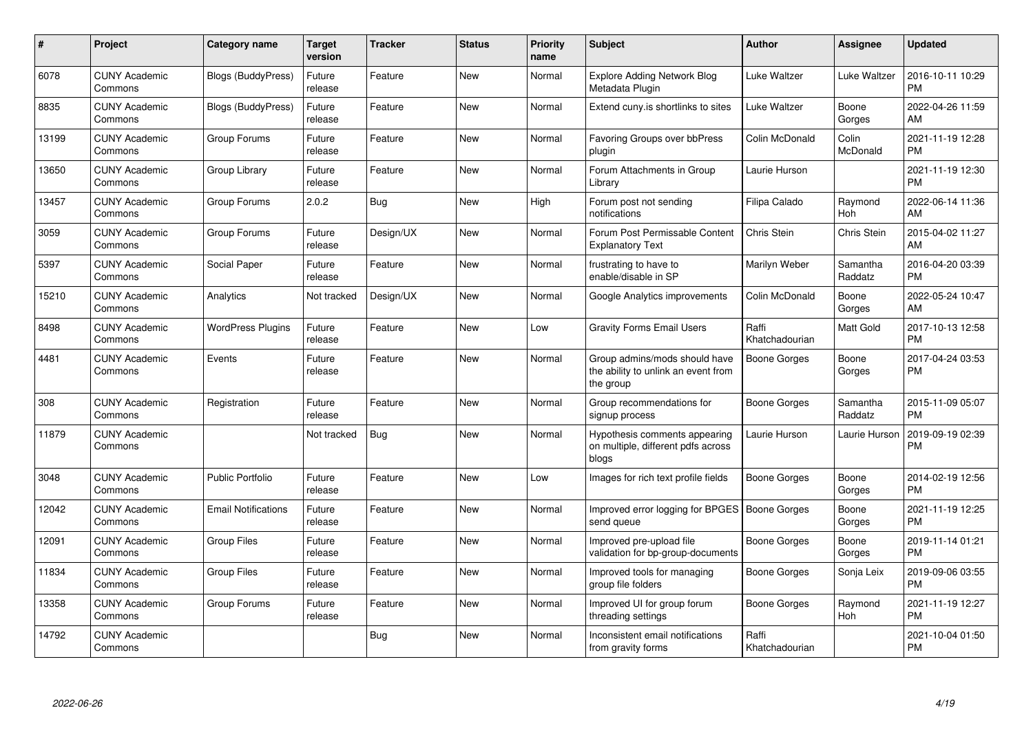| # | Project | Category name | Target version | Tracker | Status | Priority name | Subject | Author | Assignee | Updated |
|---|---|---|---|---|---|---|---|---|---|---|
| 6078 | CUNY Academic Commons | Blogs (BuddyPress) | Future release | Feature | New | Normal | Explore Adding Network Blog Metadata Plugin | Luke Waltzer | Luke Waltzer | 2016-10-11 10:29 PM |
| 8835 | CUNY Academic Commons | Blogs (BuddyPress) | Future release | Feature | New | Normal | Extend cuny.is shortlinks to sites | Luke Waltzer | Boone Gorges | 2022-04-26 11:59 AM |
| 13199 | CUNY Academic Commons | Group Forums | Future release | Feature | New | Normal | Favoring Groups over bbPress plugin | Colin McDonald | Colin McDonald | 2021-11-19 12:28 PM |
| 13650 | CUNY Academic Commons | Group Library | Future release | Feature | New | Normal | Forum Attachments in Group Library | Laurie Hurson | | 2021-11-19 12:30 PM |
| 13457 | CUNY Academic Commons | Group Forums | 2.0.2 | Bug | New | High | Forum post not sending notifications | Filipa Calado | Raymond Hoh | 2022-06-14 11:36 AM |
| 3059 | CUNY Academic Commons | Group Forums | Future release | Design/UX | New | Normal | Forum Post Permissable Content Explanatory Text | Chris Stein | Chris Stein | 2015-04-02 11:27 AM |
| 5397 | CUNY Academic Commons | Social Paper | Future release | Feature | New | Normal | frustrating to have to enable/disable in SP | Marilyn Weber | Samantha Raddatz | 2016-04-20 03:39 PM |
| 15210 | CUNY Academic Commons | Analytics | Not tracked | Design/UX | New | Normal | Google Analytics improvements | Colin McDonald | Boone Gorges | 2022-05-24 10:47 AM |
| 8498 | CUNY Academic Commons | WordPress Plugins | Future release | Feature | New | Low | Gravity Forms Email Users | Raffi Khatchadourian | Matt Gold | 2017-10-13 12:58 PM |
| 4481 | CUNY Academic Commons | Events | Future release | Feature | New | Normal | Group admins/mods should have the ability to unlink an event from the group | Boone Gorges | Boone Gorges | 2017-04-24 03:53 PM |
| 308 | CUNY Academic Commons | Registration | Future release | Feature | New | Normal | Group recommendations for signup process | Boone Gorges | Samantha Raddatz | 2015-11-09 05:07 PM |
| 11879 | CUNY Academic Commons | | Not tracked | Bug | New | Normal | Hypothesis comments appearing on multiple, different pdfs across blogs | Laurie Hurson | Laurie Hurson | 2019-09-19 02:39 PM |
| 3048 | CUNY Academic Commons | Public Portfolio | Future release | Feature | New | Low | Images for rich text profile fields | Boone Gorges | Boone Gorges | 2014-02-19 12:56 PM |
| 12042 | CUNY Academic Commons | Email Notifications | Future release | Feature | New | Normal | Improved error logging for BPGES send queue | Boone Gorges | Boone Gorges | 2021-11-19 12:25 PM |
| 12091 | CUNY Academic Commons | Group Files | Future release | Feature | New | Normal | Improved pre-upload file validation for bp-group-documents | Boone Gorges | Boone Gorges | 2019-11-14 01:21 PM |
| 11834 | CUNY Academic Commons | Group Files | Future release | Feature | New | Normal | Improved tools for managing group file folders | Boone Gorges | Sonja Leix | 2019-09-06 03:55 PM |
| 13358 | CUNY Academic Commons | Group Forums | Future release | Feature | New | Normal | Improved UI for group forum threading settings | Boone Gorges | Raymond Hoh | 2021-11-19 12:27 PM |
| 14792 | CUNY Academic Commons | | | Bug | New | Normal | Inconsistent email notifications from gravity forms | Raffi Khatchadourian | | 2021-10-04 01:50 PM |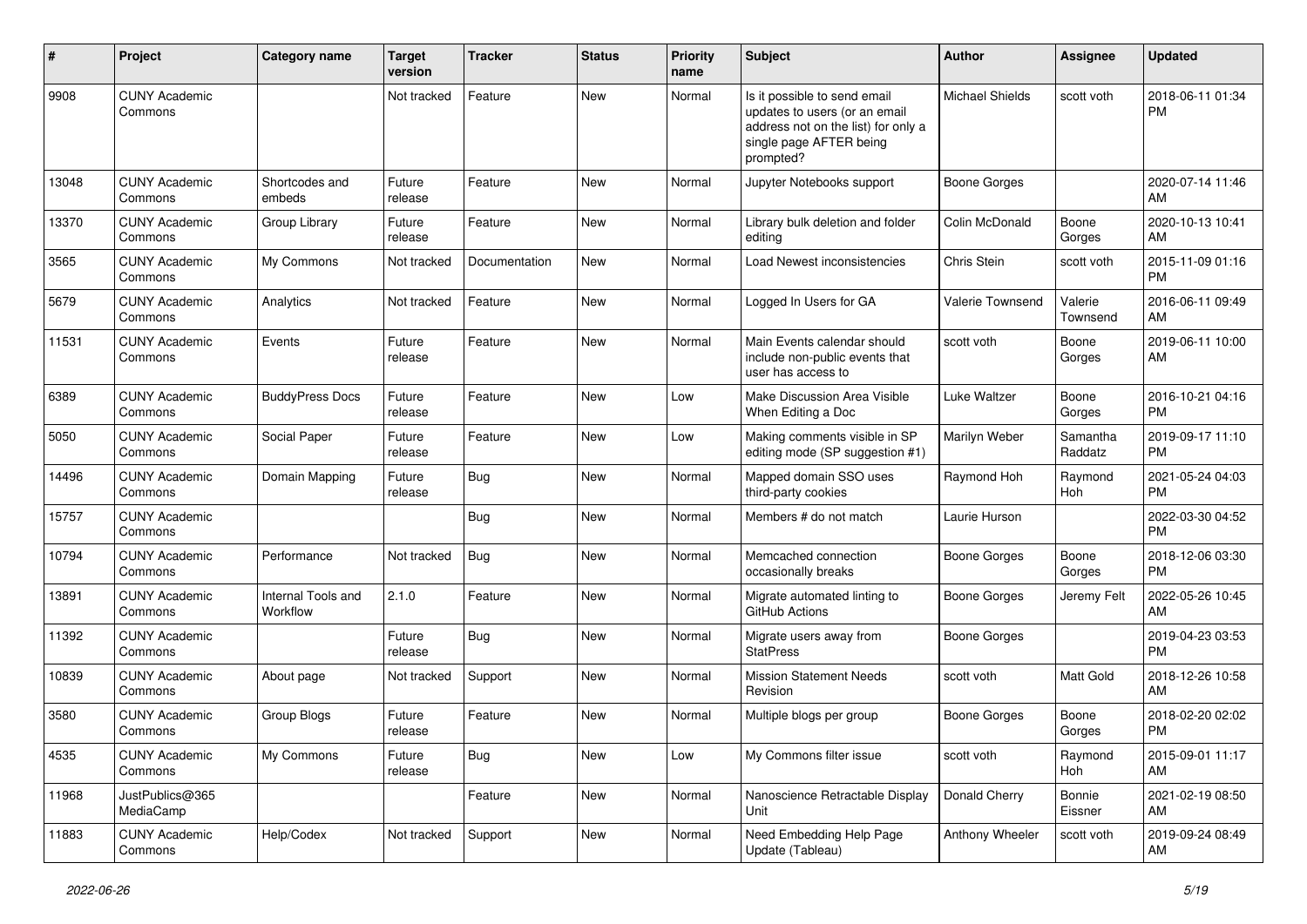| # | Project | Category name | Target version | Tracker | Status | Priority name | Subject | Author | Assignee | Updated |
|---|---|---|---|---|---|---|---|---|---|---|
| 9908 | CUNY Academic Commons | | Not tracked | Feature | New | Normal | Is it possible to send email updates to users (or an email address not on the list) for only a single page AFTER being prompted? | Michael Shields | scott voth | 2018-06-11 01:34 PM |
| 13048 | CUNY Academic Commons | Shortcodes and embeds | Future release | Feature | New | Normal | Jupyter Notebooks support | Boone Gorges | | 2020-07-14 11:46 AM |
| 13370 | CUNY Academic Commons | Group Library | Future release | Feature | New | Normal | Library bulk deletion and folder editing | Colin McDonald | Boone Gorges | 2020-10-13 10:41 AM |
| 3565 | CUNY Academic Commons | My Commons | Not tracked | Documentation | New | Normal | Load Newest inconsistencies | Chris Stein | scott voth | 2015-11-09 01:16 PM |
| 5679 | CUNY Academic Commons | Analytics | Not tracked | Feature | New | Normal | Logged In Users for GA | Valerie Townsend | Valerie Townsend | 2016-06-11 09:49 AM |
| 11531 | CUNY Academic Commons | Events | Future release | Feature | New | Normal | Main Events calendar should include non-public events that user has access to | scott voth | Boone Gorges | 2019-06-11 10:00 AM |
| 6389 | CUNY Academic Commons | BuddyPress Docs | Future release | Feature | New | Low | Make Discussion Area Visible When Editing a Doc | Luke Waltzer | Boone Gorges | 2016-10-21 04:16 PM |
| 5050 | CUNY Academic Commons | Social Paper | Future release | Feature | New | Low | Making comments visible in SP editing mode (SP suggestion #1) | Marilyn Weber | Samantha Raddatz | 2019-09-17 11:10 PM |
| 14496 | CUNY Academic Commons | Domain Mapping | Future release | Bug | New | Normal | Mapped domain SSO uses third-party cookies | Raymond Hoh | Raymond Hoh | 2021-05-24 04:03 PM |
| 15757 | CUNY Academic Commons | | | Bug | New | Normal | Members # do not match | Laurie Hurson | | 2022-03-30 04:52 PM |
| 10794 | CUNY Academic Commons | Performance | Not tracked | Bug | New | Normal | Memcached connection occasionally breaks | Boone Gorges | Boone Gorges | 2018-12-06 03:30 PM |
| 13891 | CUNY Academic Commons | Internal Tools and Workflow | 2.1.0 | Feature | New | Normal | Migrate automated linting to GitHub Actions | Boone Gorges | Jeremy Felt | 2022-05-26 10:45 AM |
| 11392 | CUNY Academic Commons | | Future release | Bug | New | Normal | Migrate users away from StatPress | Boone Gorges | | 2019-04-23 03:53 PM |
| 10839 | CUNY Academic Commons | About page | Not tracked | Support | New | Normal | Mission Statement Needs Revision | scott voth | Matt Gold | 2018-12-26 10:58 AM |
| 3580 | CUNY Academic Commons | Group Blogs | Future release | Feature | New | Normal | Multiple blogs per group | Boone Gorges | Boone Gorges | 2018-02-20 02:02 PM |
| 4535 | CUNY Academic Commons | My Commons | Future release | Bug | New | Low | My Commons filter issue | scott voth | Raymond Hoh | 2015-09-01 11:17 AM |
| 11968 | JustPublics@365 MediaCamp | | | Feature | New | Normal | Nanoscience Retractable Display Unit | Donald Cherry | Bonnie Eissner | 2021-02-19 08:50 AM |
| 11883 | CUNY Academic Commons | Help/Codex | Not tracked | Support | New | Normal | Need Embedding Help Page Update (Tableau) | Anthony Wheeler | scott voth | 2019-09-24 08:49 AM |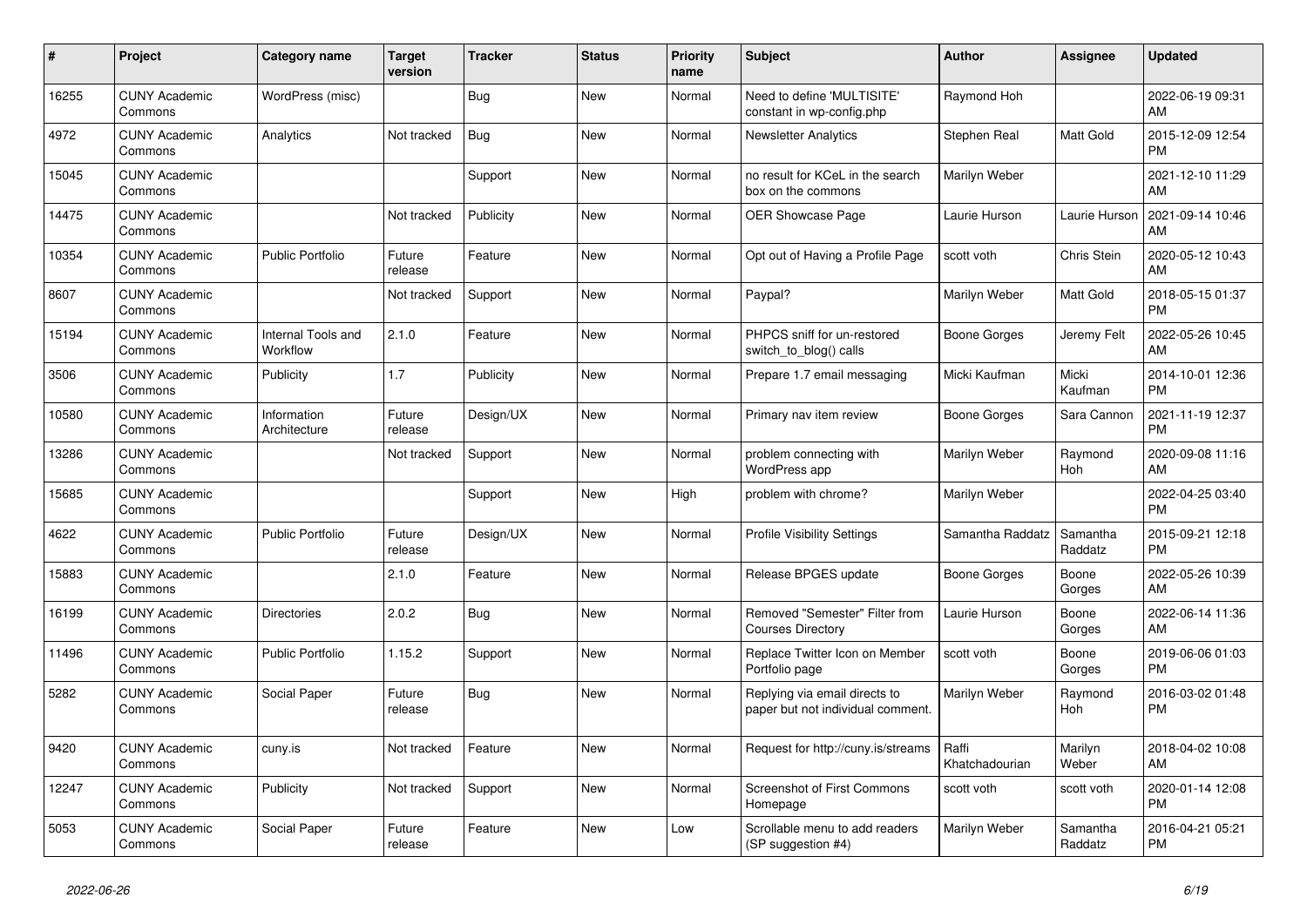| # | Project | Category name | Target version | Tracker | Status | Priority name | Subject | Author | Assignee | Updated |
|---|---|---|---|---|---|---|---|---|---|---|
| 16255 | CUNY Academic Commons | WordPress (misc) | | Bug | New | Normal | Need to define 'MULTISITE' constant in wp-config.php | Raymond Hoh | | 2022-06-19 09:31 AM |
| 4972 | CUNY Academic Commons | Analytics | Not tracked | Bug | New | Normal | Newsletter Analytics | Stephen Real | Matt Gold | 2015-12-09 12:54 PM |
| 15045 | CUNY Academic Commons | | | Support | New | Normal | no result for KCeL in the search box on the commons | Marilyn Weber | | 2021-12-10 11:29 AM |
| 14475 | CUNY Academic Commons | | Not tracked | Publicity | New | Normal | OER Showcase Page | Laurie Hurson | Laurie Hurson | 2021-09-14 10:46 AM |
| 10354 | CUNY Academic Commons | Public Portfolio | Future release | Feature | New | Normal | Opt out of Having a Profile Page | scott voth | Chris Stein | 2020-05-12 10:43 AM |
| 8607 | CUNY Academic Commons | | Not tracked | Support | New | Normal | Paypal? | Marilyn Weber | Matt Gold | 2018-05-15 01:37 PM |
| 15194 | CUNY Academic Commons | Internal Tools and Workflow | 2.1.0 | Feature | New | Normal | PHPCS sniff for un-restored switch_to_blog() calls | Boone Gorges | Jeremy Felt | 2022-05-26 10:45 AM |
| 3506 | CUNY Academic Commons | Publicity | 1.7 | Publicity | New | Normal | Prepare 1.7 email messaging | Micki Kaufman | Micki Kaufman | 2014-10-01 12:36 PM |
| 10580 | CUNY Academic Commons | Information Architecture | Future release | Design/UX | New | Normal | Primary nav item review | Boone Gorges | Sara Cannon | 2021-11-19 12:37 PM |
| 13286 | CUNY Academic Commons | | Not tracked | Support | New | Normal | problem connecting with WordPress app | Marilyn Weber | Raymond Hoh | 2020-09-08 11:16 AM |
| 15685 | CUNY Academic Commons | | | Support | New | High | problem with chrome? | Marilyn Weber | | 2022-04-25 03:40 PM |
| 4622 | CUNY Academic Commons | Public Portfolio | Future release | Design/UX | New | Normal | Profile Visibility Settings | Samantha Raddatz | Samantha Raddatz | 2015-09-21 12:18 PM |
| 15883 | CUNY Academic Commons | | 2.1.0 | Feature | New | Normal | Release BPGES update | Boone Gorges | Boone Gorges | 2022-05-26 10:39 AM |
| 16199 | CUNY Academic Commons | Directories | 2.0.2 | Bug | New | Normal | Removed "Semester" Filter from Courses Directory | Laurie Hurson | Boone Gorges | 2022-06-14 11:36 AM |
| 11496 | CUNY Academic Commons | Public Portfolio | 1.15.2 | Support | New | Normal | Replace Twitter Icon on Member Portfolio page | scott voth | Boone Gorges | 2019-06-06 01:03 PM |
| 5282 | CUNY Academic Commons | Social Paper | Future release | Bug | New | Normal | Replying via email directs to paper but not individual comment. | Marilyn Weber | Raymond Hoh | 2016-03-02 01:48 PM |
| 9420 | CUNY Academic Commons | cuny.is | Not tracked | Feature | New | Normal | Request for http://cuny.is/streams | Raffi Khatchadourian | Marilyn Weber | 2018-04-02 10:08 AM |
| 12247 | CUNY Academic Commons | Publicity | Not tracked | Support | New | Normal | Screenshot of First Commons Homepage | scott voth | scott voth | 2020-01-14 12:08 PM |
| 5053 | CUNY Academic Commons | Social Paper | Future release | Feature | New | Low | Scrollable menu to add readers (SP suggestion #4) | Marilyn Weber | Samantha Raddatz | 2016-04-21 05:21 PM |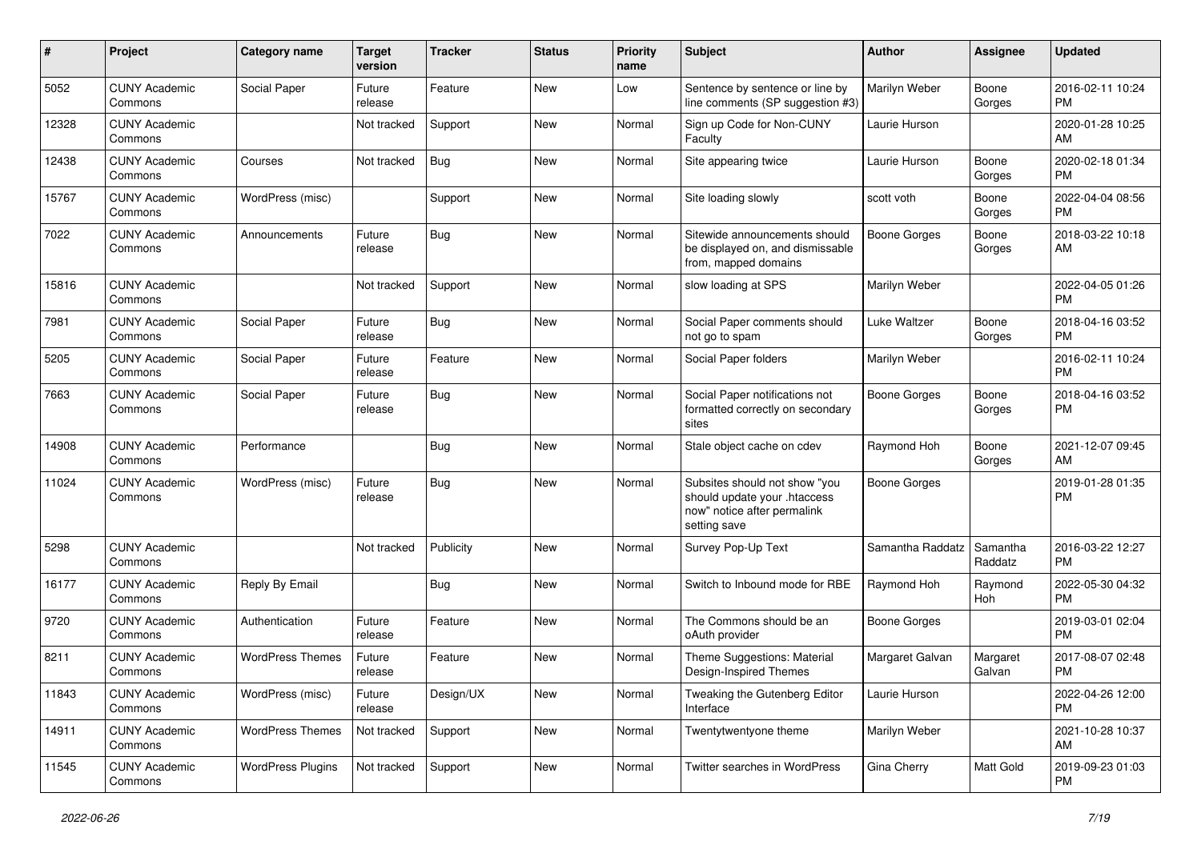| # | Project | Category name | Target version | Tracker | Status | Priority name | Subject | Author | Assignee | Updated |
|---|---|---|---|---|---|---|---|---|---|---|
| 5052 | CUNY Academic Commons | Social Paper | Future release | Feature | New | Low | Sentence by sentence or line by line comments (SP suggestion #3) | Marilyn Weber | Boone Gorges | 2016-02-11 10:24 PM |
| 12328 | CUNY Academic Commons | | Not tracked | Support | New | Normal | Sign up Code for Non-CUNY Faculty | Laurie Hurson | | 2020-01-28 10:25 AM |
| 12438 | CUNY Academic Commons | Courses | Not tracked | Bug | New | Normal | Site appearing twice | Laurie Hurson | Boone Gorges | 2020-02-18 01:34 PM |
| 15767 | CUNY Academic Commons | WordPress (misc) | | Support | New | Normal | Site loading slowly | scott voth | Boone Gorges | 2022-04-04 08:56 PM |
| 7022 | CUNY Academic Commons | Announcements | Future release | Bug | New | Normal | Sitewide announcements should be displayed on, and dismissable from, mapped domains | Boone Gorges | Boone Gorges | 2018-03-22 10:18 AM |
| 15816 | CUNY Academic Commons | | Not tracked | Support | New | Normal | slow loading at SPS | Marilyn Weber | | 2022-04-05 01:26 PM |
| 7981 | CUNY Academic Commons | Social Paper | Future release | Bug | New | Normal | Social Paper comments should not go to spam | Luke Waltzer | Boone Gorges | 2018-04-16 03:52 PM |
| 5205 | CUNY Academic Commons | Social Paper | Future release | Feature | New | Normal | Social Paper folders | Marilyn Weber | | 2016-02-11 10:24 PM |
| 7663 | CUNY Academic Commons | Social Paper | Future release | Bug | New | Normal | Social Paper notifications not formatted correctly on secondary sites | Boone Gorges | Boone Gorges | 2018-04-16 03:52 PM |
| 14908 | CUNY Academic Commons | Performance | | Bug | New | Normal | Stale object cache on cdev | Raymond Hoh | Boone Gorges | 2021-12-07 09:45 AM |
| 11024 | CUNY Academic Commons | WordPress (misc) | Future release | Bug | New | Normal | Subsites should not show "you should update your .htaccess now" notice after permalink setting save | Boone Gorges | | 2019-01-28 01:35 PM |
| 5298 | CUNY Academic Commons | | Not tracked | Publicity | New | Normal | Survey Pop-Up Text | Samantha Raddatz | Samantha Raddatz | 2016-03-22 12:27 PM |
| 16177 | CUNY Academic Commons | Reply By Email | | Bug | New | Normal | Switch to Inbound mode for RBE | Raymond Hoh | Raymond Hoh | 2022-05-30 04:32 PM |
| 9720 | CUNY Academic Commons | Authentication | Future release | Feature | New | Normal | The Commons should be an oAuth provider | Boone Gorges | | 2019-03-01 02:04 PM |
| 8211 | CUNY Academic Commons | WordPress Themes | Future release | Feature | New | Normal | Theme Suggestions: Material Design-Inspired Themes | Margaret Galvan | Margaret Galvan | 2017-08-07 02:48 PM |
| 11843 | CUNY Academic Commons | WordPress (misc) | Future release | Design/UX | New | Normal | Tweaking the Gutenberg Editor Interface | Laurie Hurson | | 2022-04-26 12:00 PM |
| 14911 | CUNY Academic Commons | WordPress Themes | Not tracked | Support | New | Normal | Twentytwentyone theme | Marilyn Weber | | 2021-10-28 10:37 AM |
| 11545 | CUNY Academic Commons | WordPress Plugins | Not tracked | Support | New | Normal | Twitter searches in WordPress | Gina Cherry | Matt Gold | 2019-09-23 01:03 PM |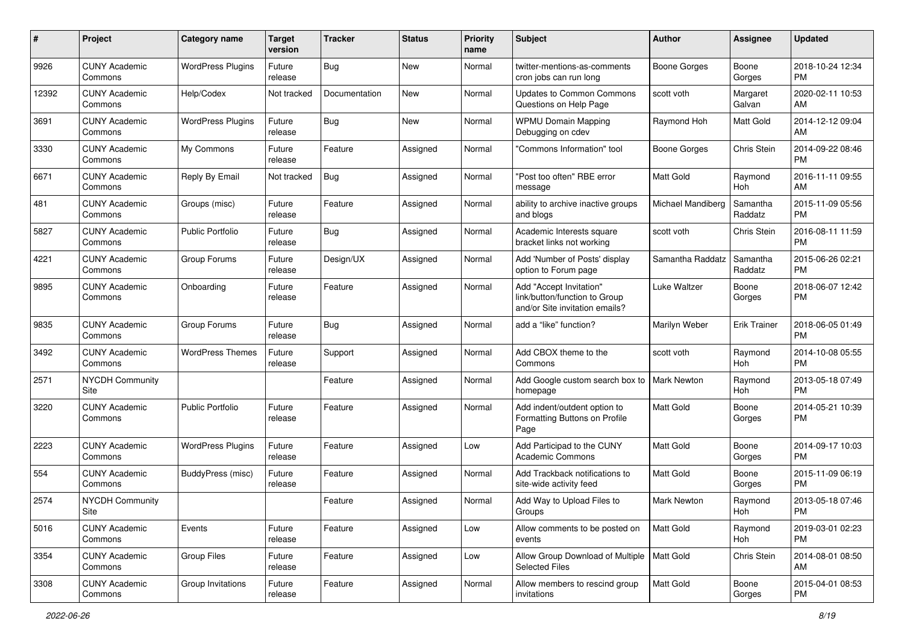| # | Project | Category name | Target version | Tracker | Status | Priority name | Subject | Author | Assignee | Updated |
|---|---|---|---|---|---|---|---|---|---|---|
| 9926 | CUNY Academic Commons | WordPress Plugins | Future release | Bug | New | Normal | twitter-mentions-as-comments cron jobs can run long | Boone Gorges | Boone Gorges | 2018-10-24 12:34 PM |
| 12392 | CUNY Academic Commons | Help/Codex | Not tracked | Documentation | New | Normal | Updates to Common Commons Questions on Help Page | scott voth | Margaret Galvan | 2020-02-11 10:53 AM |
| 3691 | CUNY Academic Commons | WordPress Plugins | Future release | Bug | New | Normal | WPMU Domain Mapping Debugging on cdev | Raymond Hoh | Matt Gold | 2014-12-12 09:04 AM |
| 3330 | CUNY Academic Commons | My Commons | Future release | Feature | Assigned | Normal | "Commons Information" tool | Boone Gorges | Chris Stein | 2014-09-22 08:46 PM |
| 6671 | CUNY Academic Commons | Reply By Email | Not tracked | Bug | Assigned | Normal | "Post too often" RBE error message | Matt Gold | Raymond Hoh | 2016-11-11 09:55 AM |
| 481 | CUNY Academic Commons | Groups (misc) | Future release | Feature | Assigned | Normal | ability to archive inactive groups and blogs | Michael Mandiberg | Samantha Raddatz | 2015-11-09 05:56 PM |
| 5827 | CUNY Academic Commons | Public Portfolio | Future release | Bug | Assigned | Normal | Academic Interests square bracket links not working | scott voth | Chris Stein | 2016-08-11 11:59 PM |
| 4221 | CUNY Academic Commons | Group Forums | Future release | Design/UX | Assigned | Normal | Add 'Number of Posts' display option to Forum page | Samantha Raddatz | Samantha Raddatz | 2015-06-26 02:21 PM |
| 9895 | CUNY Academic Commons | Onboarding | Future release | Feature | Assigned | Normal | Add "Accept Invitation" link/button/function to Group and/or Site invitation emails? | Luke Waltzer | Boone Gorges | 2018-06-07 12:42 PM |
| 9835 | CUNY Academic Commons | Group Forums | Future release | Bug | Assigned | Normal | add a "like" function? | Marilyn Weber | Erik Trainer | 2018-06-05 01:49 PM |
| 3492 | CUNY Academic Commons | WordPress Themes | Future release | Support | Assigned | Normal | Add CBOX theme to the Commons | scott voth | Raymond Hoh | 2014-10-08 05:55 PM |
| 2571 | NYCDH Community Site | | | Feature | Assigned | Normal | Add Google custom search box to homepage | Mark Newton | Raymond Hoh | 2013-05-18 07:49 PM |
| 3220 | CUNY Academic Commons | Public Portfolio | Future release | Feature | Assigned | Normal | Add indent/outdent option to Formatting Buttons on Profile Page | Matt Gold | Boone Gorges | 2014-05-21 10:39 PM |
| 2223 | CUNY Academic Commons | WordPress Plugins | Future release | Feature | Assigned | Low | Add Participad to the CUNY Academic Commons | Matt Gold | Boone Gorges | 2014-09-17 10:03 PM |
| 554 | CUNY Academic Commons | BuddyPress (misc) | Future release | Feature | Assigned | Normal | Add Trackback notifications to site-wide activity feed | Matt Gold | Boone Gorges | 2015-11-09 06:19 PM |
| 2574 | NYCDH Community Site | | | Feature | Assigned | Normal | Add Way to Upload Files to Groups | Mark Newton | Raymond Hoh | 2013-05-18 07:46 PM |
| 5016 | CUNY Academic Commons | Events | Future release | Feature | Assigned | Low | Allow comments to be posted on events | Matt Gold | Raymond Hoh | 2019-03-01 02:23 PM |
| 3354 | CUNY Academic Commons | Group Files | Future release | Feature | Assigned | Low | Allow Group Download of Multiple Selected Files | Matt Gold | Chris Stein | 2014-08-01 08:50 AM |
| 3308 | CUNY Academic Commons | Group Invitations | Future release | Feature | Assigned | Normal | Allow members to rescind group invitations | Matt Gold | Boone Gorges | 2015-04-01 08:53 PM |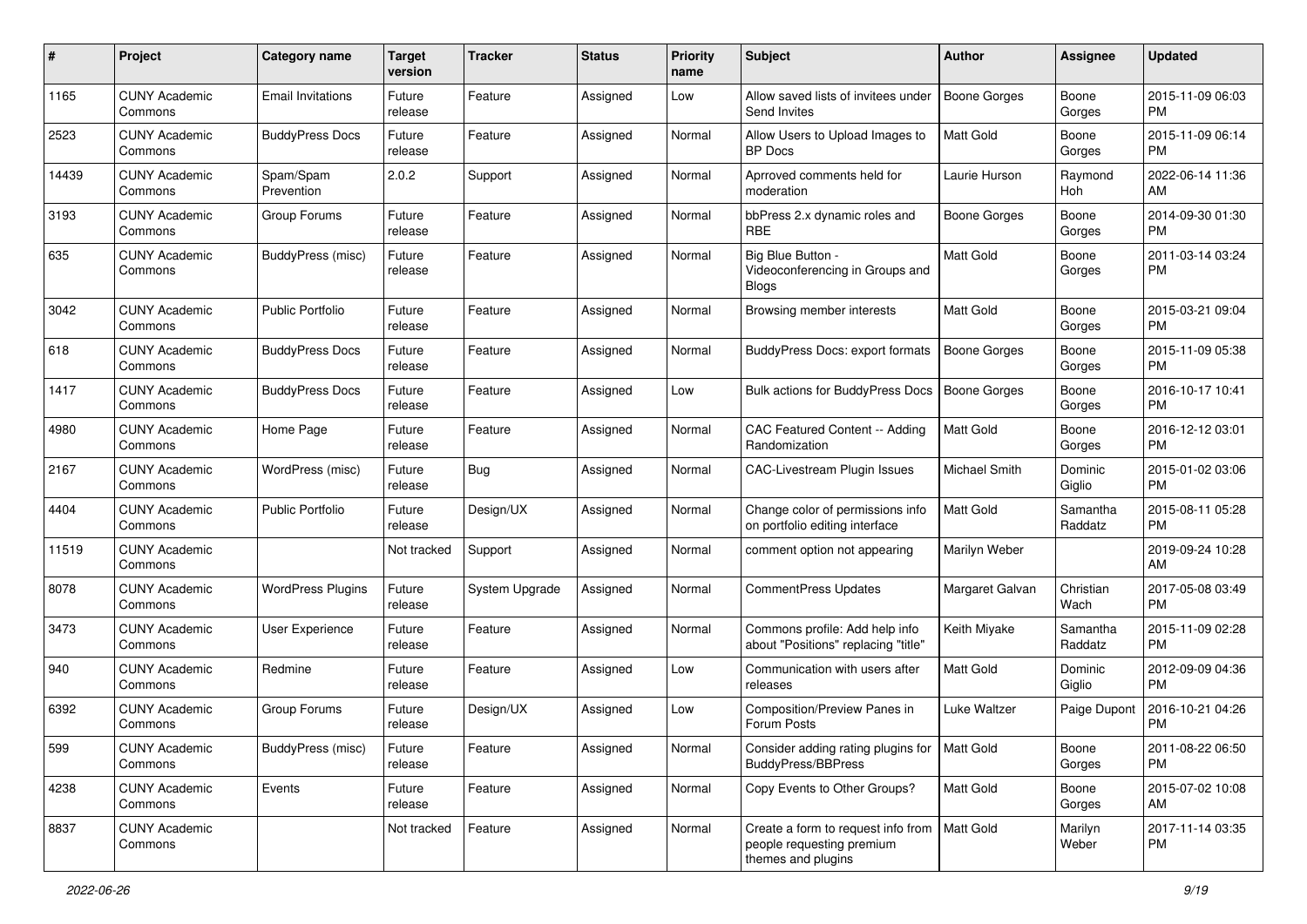| # | Project | Category name | Target version | Tracker | Status | Priority name | Subject | Author | Assignee | Updated |
|---|---|---|---|---|---|---|---|---|---|---|
| 1165 | CUNY Academic Commons | Email Invitations | Future release | Feature | Assigned | Low | Allow saved lists of invitees under Send Invites | Boone Gorges | Boone Gorges | 2015-11-09 06:03 PM |
| 2523 | CUNY Academic Commons | BuddyPress Docs | Future release | Feature | Assigned | Normal | Allow Users to Upload Images to BP Docs | Matt Gold | Boone Gorges | 2015-11-09 06:14 PM |
| 14439 | CUNY Academic Commons | Spam/Spam Prevention | 2.0.2 | Support | Assigned | Normal | Aprroved comments held for moderation | Laurie Hurson | Raymond Hoh | 2022-06-14 11:36 AM |
| 3193 | CUNY Academic Commons | Group Forums | Future release | Feature | Assigned | Normal | bbPress 2.x dynamic roles and RBE | Boone Gorges | Boone Gorges | 2014-09-30 01:30 PM |
| 635 | CUNY Academic Commons | BuddyPress (misc) | Future release | Feature | Assigned | Normal | Big Blue Button - Videoconferencing in Groups and Blogs | Matt Gold | Boone Gorges | 2011-03-14 03:24 PM |
| 3042 | CUNY Academic Commons | Public Portfolio | Future release | Feature | Assigned | Normal | Browsing member interests | Matt Gold | Boone Gorges | 2015-03-21 09:04 PM |
| 618 | CUNY Academic Commons | BuddyPress Docs | Future release | Feature | Assigned | Normal | BuddyPress Docs: export formats | Boone Gorges | Boone Gorges | 2015-11-09 05:38 PM |
| 1417 | CUNY Academic Commons | BuddyPress Docs | Future release | Feature | Assigned | Low | Bulk actions for BuddyPress Docs | Boone Gorges | Boone Gorges | 2016-10-17 10:41 PM |
| 4980 | CUNY Academic Commons | Home Page | Future release | Feature | Assigned | Normal | CAC Featured Content -- Adding Randomization | Matt Gold | Boone Gorges | 2016-12-12 03:01 PM |
| 2167 | CUNY Academic Commons | WordPress (misc) | Future release | Bug | Assigned | Normal | CAC-Livestream Plugin Issues | Michael Smith | Dominic Giglio | 2015-01-02 03:06 PM |
| 4404 | CUNY Academic Commons | Public Portfolio | Future release | Design/UX | Assigned | Normal | Change color of permissions info on portfolio editing interface | Matt Gold | Samantha Raddatz | 2015-08-11 05:28 PM |
| 11519 | CUNY Academic Commons | | Not tracked | Support | Assigned | Normal | comment option not appearing | Marilyn Weber | | 2019-09-24 10:28 AM |
| 8078 | CUNY Academic Commons | WordPress Plugins | Future release | System Upgrade | Assigned | Normal | CommentPress Updates | Margaret Galvan | Christian Wach | 2017-05-08 03:49 PM |
| 3473 | CUNY Academic Commons | User Experience | Future release | Feature | Assigned | Normal | Commons profile: Add help info about "Positions" replacing "title" | Keith Miyake | Samantha Raddatz | 2015-11-09 02:28 PM |
| 940 | CUNY Academic Commons | Redmine | Future release | Feature | Assigned | Low | Communication with users after releases | Matt Gold | Dominic Giglio | 2012-09-09 04:36 PM |
| 6392 | CUNY Academic Commons | Group Forums | Future release | Design/UX | Assigned | Low | Composition/Preview Panes in Forum Posts | Luke Waltzer | Paige Dupont | 2016-10-21 04:26 PM |
| 599 | CUNY Academic Commons | BuddyPress (misc) | Future release | Feature | Assigned | Normal | Consider adding rating plugins for BuddyPress/BBPress | Matt Gold | Boone Gorges | 2011-08-22 06:50 PM |
| 4238 | CUNY Academic Commons | Events | Future release | Feature | Assigned | Normal | Copy Events to Other Groups? | Matt Gold | Boone Gorges | 2015-07-02 10:08 AM |
| 8837 | CUNY Academic Commons | | Not tracked | Feature | Assigned | Normal | Create a form to request info from people requesting premium themes and plugins | Matt Gold | Marilyn Weber | 2017-11-14 03:35 PM |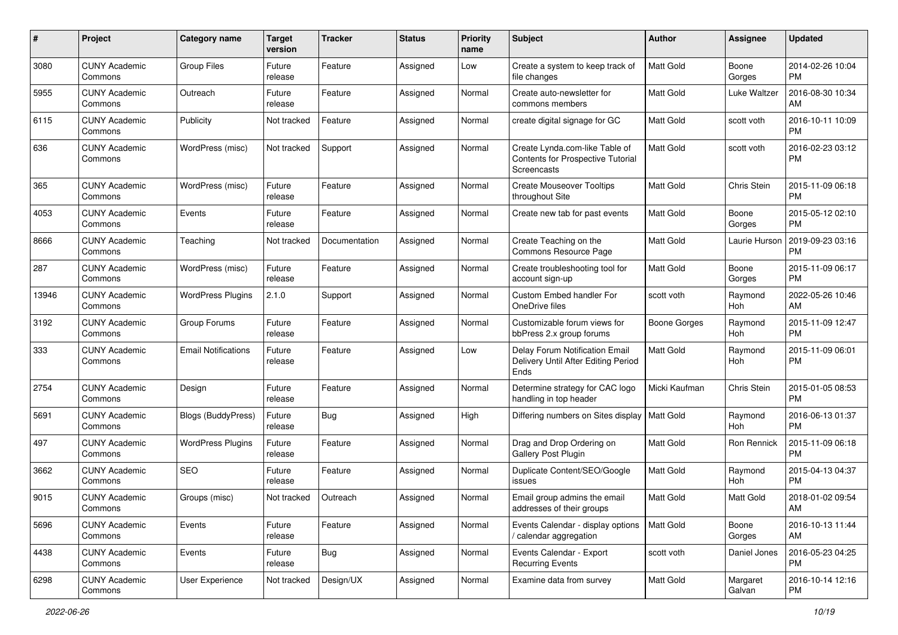| # | Project | Category name | Target version | Tracker | Status | Priority name | Subject | Author | Assignee | Updated |
|---|---|---|---|---|---|---|---|---|---|---|
| 3080 | CUNY Academic Commons | Group Files | Future release | Feature | Assigned | Low | Create a system to keep track of file changes | Matt Gold | Boone Gorges | 2014-02-26 10:04 PM |
| 5955 | CUNY Academic Commons | Outreach | Future release | Feature | Assigned | Normal | Create auto-newsletter for commons members | Matt Gold | Luke Waltzer | 2016-08-30 10:34 AM |
| 6115 | CUNY Academic Commons | Publicity | Not tracked | Feature | Assigned | Normal | create digital signage for GC | Matt Gold | scott voth | 2016-10-11 10:09 PM |
| 636 | CUNY Academic Commons | WordPress (misc) | Not tracked | Support | Assigned | Normal | Create Lynda.com-like Table of Contents for Prospective Tutorial Screencasts | Matt Gold | scott voth | 2016-02-23 03:12 PM |
| 365 | CUNY Academic Commons | WordPress (misc) | Future release | Feature | Assigned | Normal | Create Mouseover Tooltips throughout Site | Matt Gold | Chris Stein | 2015-11-09 06:18 PM |
| 4053 | CUNY Academic Commons | Events | Future release | Feature | Assigned | Normal | Create new tab for past events | Matt Gold | Boone Gorges | 2015-05-12 02:10 PM |
| 8666 | CUNY Academic Commons | Teaching | Not tracked | Documentation | Assigned | Normal | Create Teaching on the Commons Resource Page | Matt Gold | Laurie Hurson | 2019-09-23 03:16 PM |
| 287 | CUNY Academic Commons | WordPress (misc) | Future release | Feature | Assigned | Normal | Create troubleshooting tool for account sign-up | Matt Gold | Boone Gorges | 2015-11-09 06:17 PM |
| 13946 | CUNY Academic Commons | WordPress Plugins | 2.1.0 | Support | Assigned | Normal | Custom Embed handler For OneDrive files | scott voth | Raymond Hoh | 2022-05-26 10:46 AM |
| 3192 | CUNY Academic Commons | Group Forums | Future release | Feature | Assigned | Normal | Customizable forum views for bbPress 2.x group forums | Boone Gorges | Raymond Hoh | 2015-11-09 12:47 PM |
| 333 | CUNY Academic Commons | Email Notifications | Future release | Feature | Assigned | Low | Delay Forum Notification Email Delivery Until After Editing Period Ends | Matt Gold | Raymond Hoh | 2015-11-09 06:01 PM |
| 2754 | CUNY Academic Commons | Design | Future release | Feature | Assigned | Normal | Determine strategy for CAC logo handling in top header | Micki Kaufman | Chris Stein | 2015-01-05 08:53 PM |
| 5691 | CUNY Academic Commons | Blogs (BuddyPress) | Future release | Bug | Assigned | High | Differing numbers on Sites display | Matt Gold | Raymond Hoh | 2016-06-13 01:37 PM |
| 497 | CUNY Academic Commons | WordPress Plugins | Future release | Feature | Assigned | Normal | Drag and Drop Ordering on Gallery Post Plugin | Matt Gold | Ron Rennick | 2015-11-09 06:18 PM |
| 3662 | CUNY Academic Commons | SEO | Future release | Feature | Assigned | Normal | Duplicate Content/SEO/Google issues | Matt Gold | Raymond Hoh | 2015-04-13 04:37 PM |
| 9015 | CUNY Academic Commons | Groups (misc) | Not tracked | Outreach | Assigned | Normal | Email group admins the email addresses of their groups | Matt Gold | Matt Gold | 2018-01-02 09:54 AM |
| 5696 | CUNY Academic Commons | Events | Future release | Feature | Assigned | Normal | Events Calendar - display options / calendar aggregation | Matt Gold | Boone Gorges | 2016-10-13 11:44 AM |
| 4438 | CUNY Academic Commons | Events | Future release | Bug | Assigned | Normal | Events Calendar - Export Recurring Events | scott voth | Daniel Jones | 2016-05-23 04:25 PM |
| 6298 | CUNY Academic Commons | User Experience | Not tracked | Design/UX | Assigned | Normal | Examine data from survey | Matt Gold | Margaret Galvan | 2016-10-14 12:16 PM |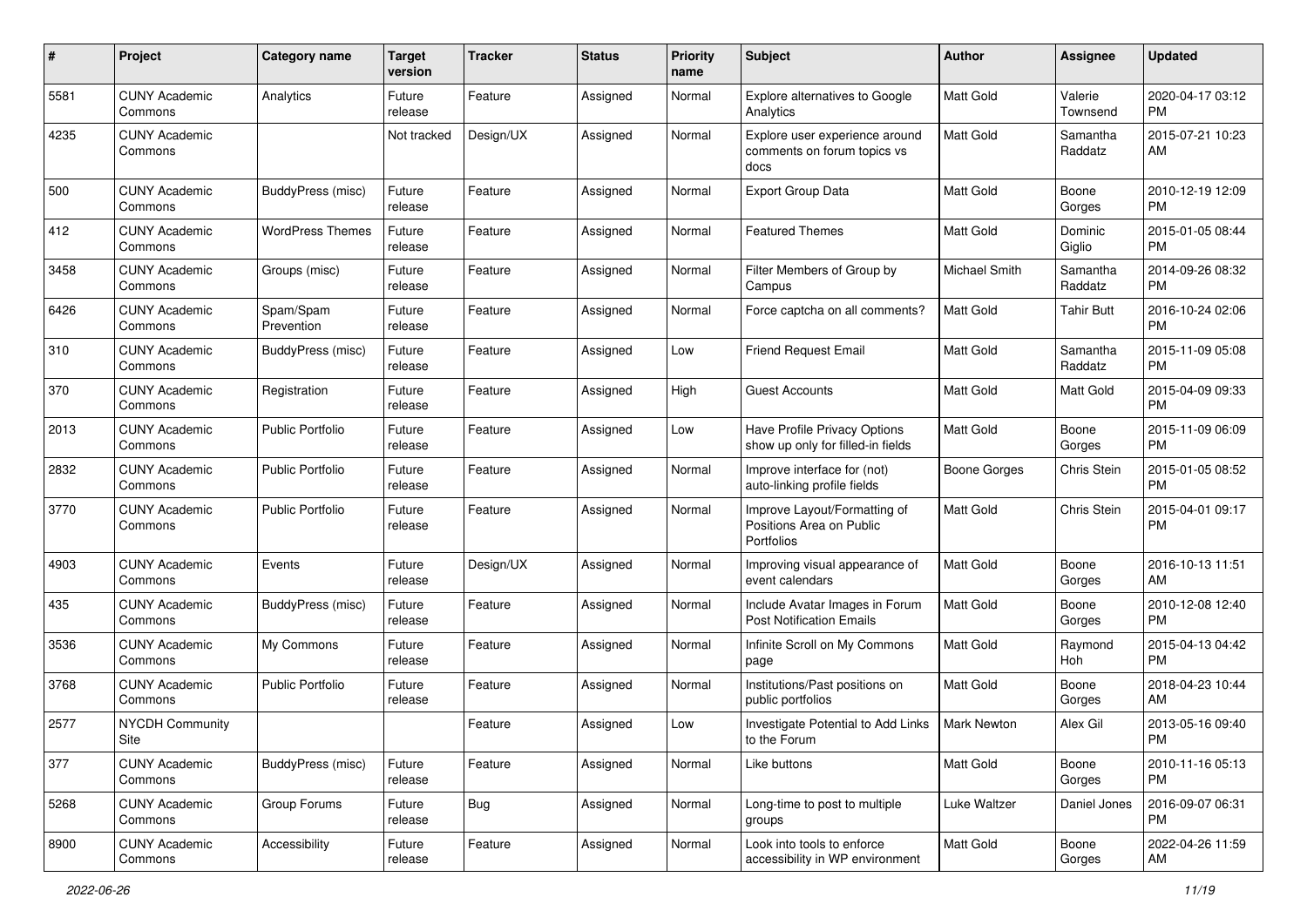| # | Project | Category name | Target version | Tracker | Status | Priority name | Subject | Author | Assignee | Updated |
|---|---|---|---|---|---|---|---|---|---|---|
| 5581 | CUNY Academic Commons | Analytics | Future release | Feature | Assigned | Normal | Explore alternatives to Google Analytics | Matt Gold | Valerie Townsend | 2020-04-17 03:12 PM |
| 4235 | CUNY Academic Commons | | Not tracked | Design/UX | Assigned | Normal | Explore user experience around comments on forum topics vs docs | Matt Gold | Samantha Raddatz | 2015-07-21 10:23 AM |
| 500 | CUNY Academic Commons | BuddyPress (misc) | Future release | Feature | Assigned | Normal | Export Group Data | Matt Gold | Boone Gorges | 2010-12-19 12:09 PM |
| 412 | CUNY Academic Commons | WordPress Themes | Future release | Feature | Assigned | Normal | Featured Themes | Matt Gold | Dominic Giglio | 2015-01-05 08:44 PM |
| 3458 | CUNY Academic Commons | Groups (misc) | Future release | Feature | Assigned | Normal | Filter Members of Group by Campus | Michael Smith | Samantha Raddatz | 2014-09-26 08:32 PM |
| 6426 | CUNY Academic Commons | Spam/Spam Prevention | Future release | Feature | Assigned | Normal | Force captcha on all comments? | Matt Gold | Tahir Butt | 2016-10-24 02:06 PM |
| 310 | CUNY Academic Commons | BuddyPress (misc) | Future release | Feature | Assigned | Low | Friend Request Email | Matt Gold | Samantha Raddatz | 2015-11-09 05:08 PM |
| 370 | CUNY Academic Commons | Registration | Future release | Feature | Assigned | High | Guest Accounts | Matt Gold | Matt Gold | 2015-04-09 09:33 PM |
| 2013 | CUNY Academic Commons | Public Portfolio | Future release | Feature | Assigned | Low | Have Profile Privacy Options show up only for filled-in fields | Matt Gold | Boone Gorges | 2015-11-09 06:09 PM |
| 2832 | CUNY Academic Commons | Public Portfolio | Future release | Feature | Assigned | Normal | Improve interface for (not) auto-linking profile fields | Boone Gorges | Chris Stein | 2015-01-05 08:52 PM |
| 3770 | CUNY Academic Commons | Public Portfolio | Future release | Feature | Assigned | Normal | Improve Layout/Formatting of Positions Area on Public Portfolios | Matt Gold | Chris Stein | 2015-04-01 09:17 PM |
| 4903 | CUNY Academic Commons | Events | Future release | Design/UX | Assigned | Normal | Improving visual appearance of event calendars | Matt Gold | Boone Gorges | 2016-10-13 11:51 AM |
| 435 | CUNY Academic Commons | BuddyPress (misc) | Future release | Feature | Assigned | Normal | Include Avatar Images in Forum Post Notification Emails | Matt Gold | Boone Gorges | 2010-12-08 12:40 PM |
| 3536 | CUNY Academic Commons | My Commons | Future release | Feature | Assigned | Normal | Infinite Scroll on My Commons page | Matt Gold | Raymond Hoh | 2015-04-13 04:42 PM |
| 3768 | CUNY Academic Commons | Public Portfolio | Future release | Feature | Assigned | Normal | Institutions/Past positions on public portfolios | Matt Gold | Boone Gorges | 2018-04-23 10:44 AM |
| 2577 | NYCDH Community Site | | | Feature | Assigned | Low | Investigate Potential to Add Links to the Forum | Mark Newton | Alex Gil | 2013-05-16 09:40 PM |
| 377 | CUNY Academic Commons | BuddyPress (misc) | Future release | Feature | Assigned | Normal | Like buttons | Matt Gold | Boone Gorges | 2010-11-16 05:13 PM |
| 5268 | CUNY Academic Commons | Group Forums | Future release | Bug | Assigned | Normal | Long-time to post to multiple groups | Luke Waltzer | Daniel Jones | 2016-09-07 06:31 PM |
| 8900 | CUNY Academic Commons | Accessibility | Future release | Feature | Assigned | Normal | Look into tools to enforce accessibility in WP environment | Matt Gold | Boone Gorges | 2022-04-26 11:59 AM |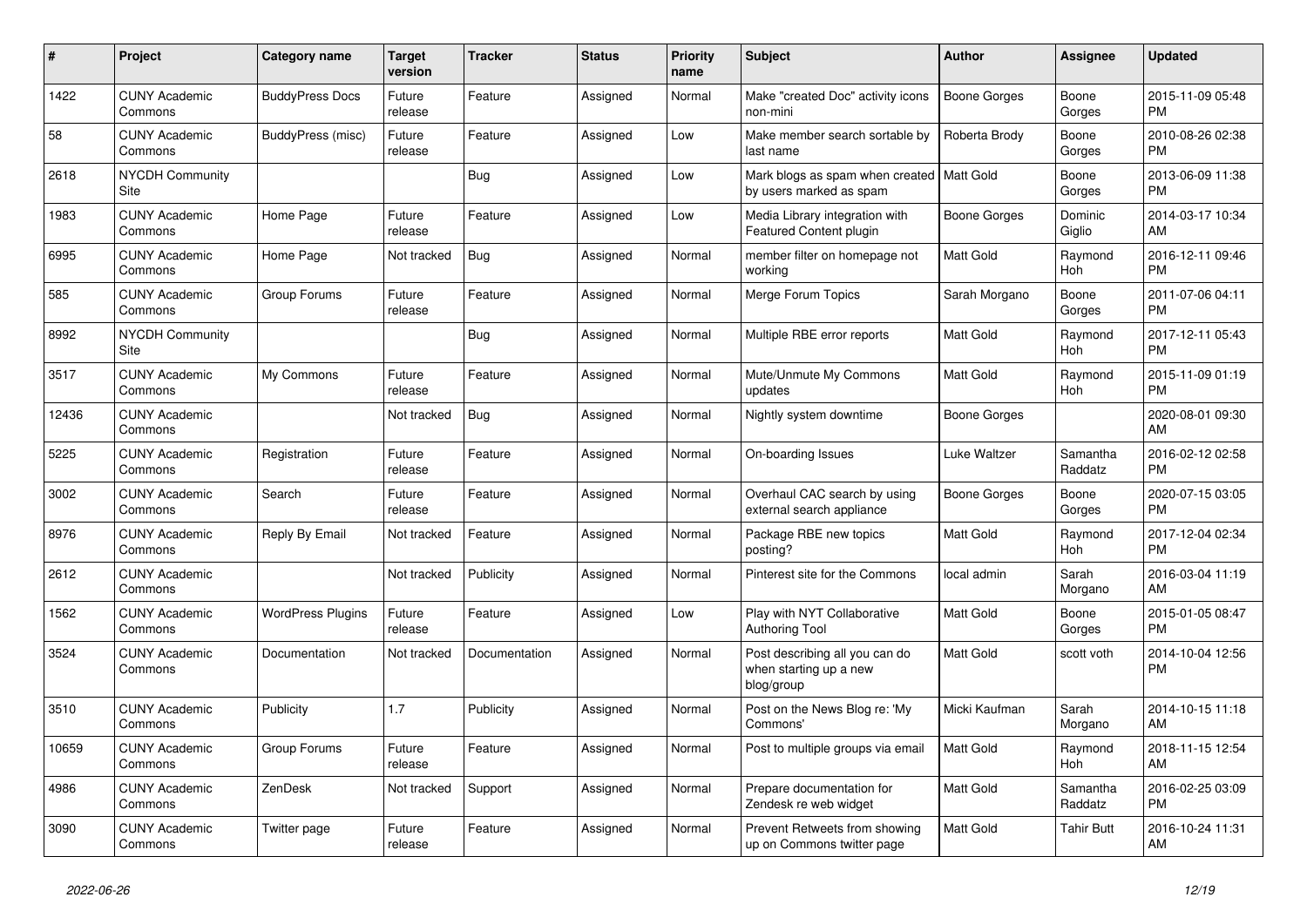| # | Project | Category name | Target version | Tracker | Status | Priority name | Subject | Author | Assignee | Updated |
|---|---|---|---|---|---|---|---|---|---|---|
| 1422 | CUNY Academic Commons | BuddyPress Docs | Future release | Feature | Assigned | Normal | Make "created Doc" activity icons non-mini | Boone Gorges | Boone Gorges | 2015-11-09 05:48 PM |
| 58 | CUNY Academic Commons | BuddyPress (misc) | Future release | Feature | Assigned | Low | Make member search sortable by last name | Roberta Brody | Boone Gorges | 2010-08-26 02:38 PM |
| 2618 | NYCDH Community Site | | | Bug | Assigned | Low | Mark blogs as spam when created by users marked as spam | Matt Gold | Boone Gorges | 2013-06-09 11:38 PM |
| 1983 | CUNY Academic Commons | Home Page | Future release | Feature | Assigned | Low | Media Library integration with Featured Content plugin | Boone Gorges | Dominic Giglio | 2014-03-17 10:34 AM |
| 6995 | CUNY Academic Commons | Home Page | Not tracked | Bug | Assigned | Normal | member filter on homepage not working | Matt Gold | Raymond Hoh | 2016-12-11 09:46 PM |
| 585 | CUNY Academic Commons | Group Forums | Future release | Feature | Assigned | Normal | Merge Forum Topics | Sarah Morgano | Boone Gorges | 2011-07-06 04:11 PM |
| 8992 | NYCDH Community Site | | | Bug | Assigned | Normal | Multiple RBE error reports | Matt Gold | Raymond Hoh | 2017-12-11 05:43 PM |
| 3517 | CUNY Academic Commons | My Commons | Future release | Feature | Assigned | Normal | Mute/Unmute My Commons updates | Matt Gold | Raymond Hoh | 2015-11-09 01:19 PM |
| 12436 | CUNY Academic Commons | | Not tracked | Bug | Assigned | Normal | Nightly system downtime | Boone Gorges | | 2020-08-01 09:30 AM |
| 5225 | CUNY Academic Commons | Registration | Future release | Feature | Assigned | Normal | On-boarding Issues | Luke Waltzer | Samantha Raddatz | 2016-02-12 02:58 PM |
| 3002 | CUNY Academic Commons | Search | Future release | Feature | Assigned | Normal | Overhaul CAC search by using external search appliance | Boone Gorges | Boone Gorges | 2020-07-15 03:05 PM |
| 8976 | CUNY Academic Commons | Reply By Email | Not tracked | Feature | Assigned | Normal | Package RBE new topics posting? | Matt Gold | Raymond Hoh | 2017-12-04 02:34 PM |
| 2612 | CUNY Academic Commons | | Not tracked | Publicity | Assigned | Normal | Pinterest site for the Commons | local admin | Sarah Morgano | 2016-03-04 11:19 AM |
| 1562 | CUNY Academic Commons | WordPress Plugins | Future release | Feature | Assigned | Low | Play with NYT Collaborative Authoring Tool | Matt Gold | Boone Gorges | 2015-01-05 08:47 PM |
| 3524 | CUNY Academic Commons | Documentation | Not tracked | Documentation | Assigned | Normal | Post describing all you can do when starting up a new blog/group | Matt Gold | scott voth | 2014-10-04 12:56 PM |
| 3510 | CUNY Academic Commons | Publicity | 1.7 | Publicity | Assigned | Normal | Post on the News Blog re: 'My Commons' | Micki Kaufman | Sarah Morgano | 2014-10-15 11:18 AM |
| 10659 | CUNY Academic Commons | Group Forums | Future release | Feature | Assigned | Normal | Post to multiple groups via email | Matt Gold | Raymond Hoh | 2018-11-15 12:54 AM |
| 4986 | CUNY Academic Commons | ZenDesk | Not tracked | Support | Assigned | Normal | Prepare documentation for Zendesk re web widget | Matt Gold | Samantha Raddatz | 2016-02-25 03:09 PM |
| 3090 | CUNY Academic Commons | Twitter page | Future release | Feature | Assigned | Normal | Prevent Retweets from showing up on Commons twitter page | Matt Gold | Tahir Butt | 2016-10-24 11:31 AM |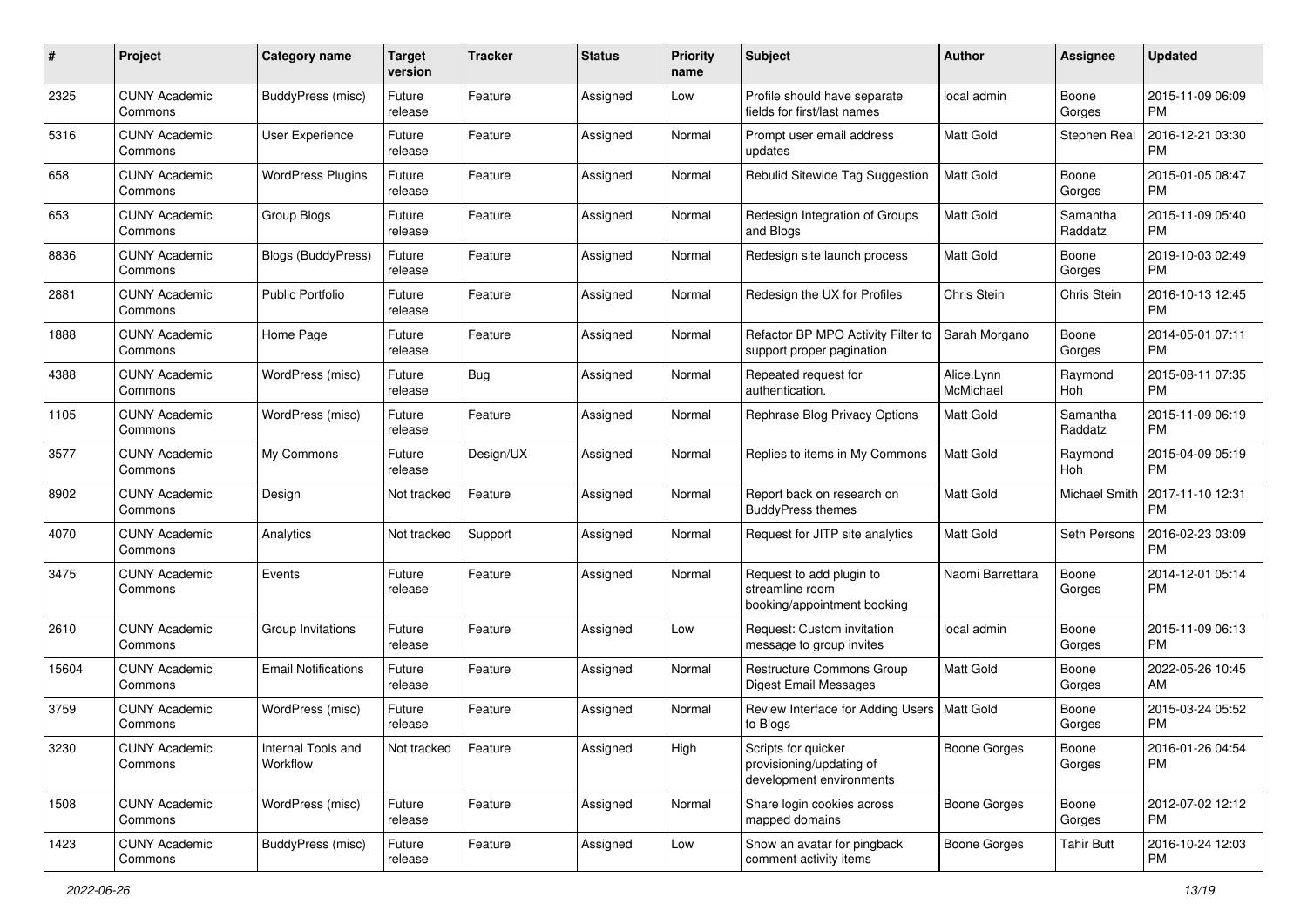| # | Project | Category name | Target version | Tracker | Status | Priority name | Subject | Author | Assignee | Updated |
|---|---|---|---|---|---|---|---|---|---|---|
| 2325 | CUNY Academic Commons | BuddyPress (misc) | Future release | Feature | Assigned | Low | Profile should have separate fields for first/last names | local admin | Boone Gorges | 2015-11-09 06:09 PM |
| 5316 | CUNY Academic Commons | User Experience | Future release | Feature | Assigned | Normal | Prompt user email address updates | Matt Gold | Stephen Real | 2016-12-21 03:30 PM |
| 658 | CUNY Academic Commons | WordPress Plugins | Future release | Feature | Assigned | Normal | Rebulid Sitewide Tag Suggestion | Matt Gold | Boone Gorges | 2015-01-05 08:47 PM |
| 653 | CUNY Academic Commons | Group Blogs | Future release | Feature | Assigned | Normal | Redesign Integration of Groups and Blogs | Matt Gold | Samantha Raddatz | 2015-11-09 05:40 PM |
| 8836 | CUNY Academic Commons | Blogs (BuddyPress) | Future release | Feature | Assigned | Normal | Redesign site launch process | Matt Gold | Boone Gorges | 2019-10-03 02:49 PM |
| 2881 | CUNY Academic Commons | Public Portfolio | Future release | Feature | Assigned | Normal | Redesign the UX for Profiles | Chris Stein | Chris Stein | 2016-10-13 12:45 PM |
| 1888 | CUNY Academic Commons | Home Page | Future release | Feature | Assigned | Normal | Refactor BP MPO Activity Filter to support proper pagination | Sarah Morgano | Boone Gorges | 2014-05-01 07:11 PM |
| 4388 | CUNY Academic Commons | WordPress (misc) | Future release | Bug | Assigned | Normal | Repeated request for authentication. | Alice.Lynn McMichael | Raymond Hoh | 2015-08-11 07:35 PM |
| 1105 | CUNY Academic Commons | WordPress (misc) | Future release | Feature | Assigned | Normal | Rephrase Blog Privacy Options | Matt Gold | Samantha Raddatz | 2015-11-09 06:19 PM |
| 3577 | CUNY Academic Commons | My Commons | Future release | Design/UX | Assigned | Normal | Replies to items in My Commons | Matt Gold | Raymond Hoh | 2015-04-09 05:19 PM |
| 8902 | CUNY Academic Commons | Design | Not tracked | Feature | Assigned | Normal | Report back on research on BuddyPress themes | Matt Gold | Michael Smith | 2017-11-10 12:31 PM |
| 4070 | CUNY Academic Commons | Analytics | Not tracked | Support | Assigned | Normal | Request for JITP site analytics | Matt Gold | Seth Persons | 2016-02-23 03:09 PM |
| 3475 | CUNY Academic Commons | Events | Future release | Feature | Assigned | Normal | Request to add plugin to streamline room booking/appointment booking | Naomi Barrettara | Boone Gorges | 2014-12-01 05:14 PM |
| 2610 | CUNY Academic Commons | Group Invitations | Future release | Feature | Assigned | Low | Request: Custom invitation message to group invites | local admin | Boone Gorges | 2015-11-09 06:13 PM |
| 15604 | CUNY Academic Commons | Email Notifications | Future release | Feature | Assigned | Normal | Restructure Commons Group Digest Email Messages | Matt Gold | Boone Gorges | 2022-05-26 10:45 AM |
| 3759 | CUNY Academic Commons | WordPress (misc) | Future release | Feature | Assigned | Normal | Review Interface for Adding Users to Blogs | Matt Gold | Boone Gorges | 2015-03-24 05:52 PM |
| 3230 | CUNY Academic Commons | Internal Tools and Workflow | Not tracked | Feature | Assigned | High | Scripts for quicker provisioning/updating of development environments | Boone Gorges | Boone Gorges | 2016-01-26 04:54 PM |
| 1508 | CUNY Academic Commons | WordPress (misc) | Future release | Feature | Assigned | Normal | Share login cookies across mapped domains | Boone Gorges | Boone Gorges | 2012-07-02 12:12 PM |
| 1423 | CUNY Academic Commons | BuddyPress (misc) | Future release | Feature | Assigned | Low | Show an avatar for pingback comment activity items | Boone Gorges | Tahir Butt | 2016-10-24 12:03 PM |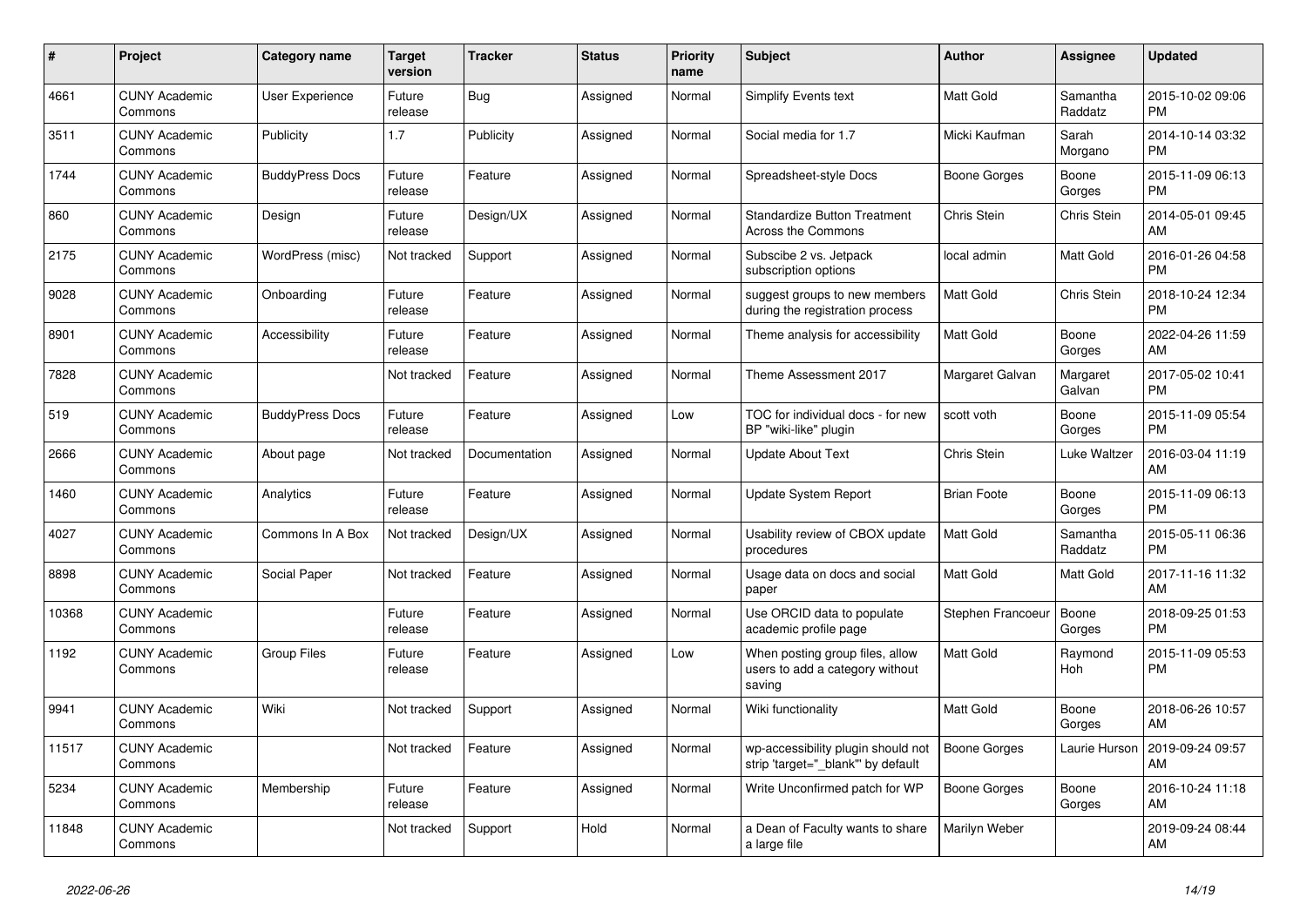| # | Project | Category name | Target version | Tracker | Status | Priority name | Subject | Author | Assignee | Updated |
|---|---|---|---|---|---|---|---|---|---|---|
| 4661 | CUNY Academic Commons | User Experience | Future release | Bug | Assigned | Normal | Simplify Events text | Matt Gold | Samantha Raddatz | 2015-10-02 09:06 PM |
| 3511 | CUNY Academic Commons | Publicity | 1.7 | Publicity | Assigned | Normal | Social media for 1.7 | Micki Kaufman | Sarah Morgano | 2014-10-14 03:32 PM |
| 1744 | CUNY Academic Commons | BuddyPress Docs | Future release | Feature | Assigned | Normal | Spreadsheet-style Docs | Boone Gorges | Boone Gorges | 2015-11-09 06:13 PM |
| 860 | CUNY Academic Commons | Design | Future release | Design/UX | Assigned | Normal | Standardize Button Treatment Across the Commons | Chris Stein | Chris Stein | 2014-05-01 09:45 AM |
| 2175 | CUNY Academic Commons | WordPress (misc) | Not tracked | Support | Assigned | Normal | Subscibe 2 vs. Jetpack subscription options | local admin | Matt Gold | 2016-01-26 04:58 PM |
| 9028 | CUNY Academic Commons | Onboarding | Future release | Feature | Assigned | Normal | suggest groups to new members during the registration process | Matt Gold | Chris Stein | 2018-10-24 12:34 PM |
| 8901 | CUNY Academic Commons | Accessibility | Future release | Feature | Assigned | Normal | Theme analysis for accessibility | Matt Gold | Boone Gorges | 2022-04-26 11:59 AM |
| 7828 | CUNY Academic Commons | | Not tracked | Feature | Assigned | Normal | Theme Assessment 2017 | Margaret Galvan | Margaret Galvan | 2017-05-02 10:41 PM |
| 519 | CUNY Academic Commons | BuddyPress Docs | Future release | Feature | Assigned | Low | TOC for individual docs - for new BP "wiki-like" plugin | scott voth | Boone Gorges | 2015-11-09 05:54 PM |
| 2666 | CUNY Academic Commons | About page | Not tracked | Documentation | Assigned | Normal | Update About Text | Chris Stein | Luke Waltzer | 2016-03-04 11:19 AM |
| 1460 | CUNY Academic Commons | Analytics | Future release | Feature | Assigned | Normal | Update System Report | Brian Foote | Boone Gorges | 2015-11-09 06:13 PM |
| 4027 | CUNY Academic Commons | Commons In A Box | Not tracked | Design/UX | Assigned | Normal | Usability review of CBOX update procedures | Matt Gold | Samantha Raddatz | 2015-05-11 06:36 PM |
| 8898 | CUNY Academic Commons | Social Paper | Not tracked | Feature | Assigned | Normal | Usage data on docs and social paper | Matt Gold | Matt Gold | 2017-11-16 11:32 AM |
| 10368 | CUNY Academic Commons | | Future release | Feature | Assigned | Normal | Use ORCID data to populate academic profile page | Stephen Francoeur | Boone Gorges | 2018-09-25 01:53 PM |
| 1192 | CUNY Academic Commons | Group Files | Future release | Feature | Assigned | Low | When posting group files, allow users to add a category without saving | Matt Gold | Raymond Hoh | 2015-11-09 05:53 PM |
| 9941 | CUNY Academic Commons | Wiki | Not tracked | Support | Assigned | Normal | Wiki functionality | Matt Gold | Boone Gorges | 2018-06-26 10:57 AM |
| 11517 | CUNY Academic Commons | | Not tracked | Feature | Assigned | Normal | wp-accessibility plugin should not strip 'target="_blank"' by default | Boone Gorges | Laurie Hurson | 2019-09-24 09:57 AM |
| 5234 | CUNY Academic Commons | Membership | Future release | Feature | Assigned | Normal | Write Unconfirmed patch for WP | Boone Gorges | Boone Gorges | 2016-10-24 11:18 AM |
| 11848 | CUNY Academic Commons | | Not tracked | Support | Hold | Normal | a Dean of Faculty wants to share a large file | Marilyn Weber | | 2019-09-24 08:44 AM |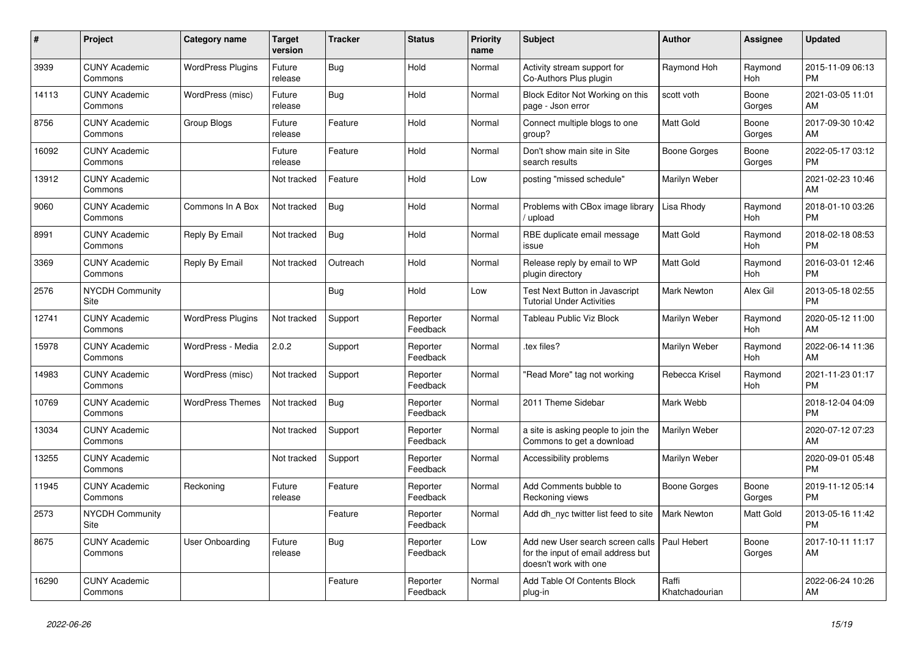| # | Project | Category name | Target version | Tracker | Status | Priority name | Subject | Author | Assignee | Updated |
|---|---|---|---|---|---|---|---|---|---|---|
| 3939 | CUNY Academic Commons | WordPress Plugins | Future release | Bug | Hold | Normal | Activity stream support for Co-Authors Plus plugin | Raymond Hoh | Raymond Hoh | 2015-11-09 06:13 PM |
| 14113 | CUNY Academic Commons | WordPress (misc) | Future release | Bug | Hold | Normal | Block Editor Not Working on this page - Json error | scott voth | Boone Gorges | 2021-03-05 11:01 AM |
| 8756 | CUNY Academic Commons | Group Blogs | Future release | Feature | Hold | Normal | Connect multiple blogs to one group? | Matt Gold | Boone Gorges | 2017-09-30 10:42 AM |
| 16092 | CUNY Academic Commons | | Future release | Feature | Hold | Normal | Don't show main site in Site search results | Boone Gorges | Boone Gorges | 2022-05-17 03:12 PM |
| 13912 | CUNY Academic Commons | | Not tracked | Feature | Hold | Low | posting "missed schedule" | Marilyn Weber | | 2021-02-23 10:46 AM |
| 9060 | CUNY Academic Commons | Commons In A Box | Not tracked | Bug | Hold | Normal | Problems with CBox image library / upload | Lisa Rhody | Raymond Hoh | 2018-01-10 03:26 PM |
| 8991 | CUNY Academic Commons | Reply By Email | Not tracked | Bug | Hold | Normal | RBE duplicate email message issue | Matt Gold | Raymond Hoh | 2018-02-18 08:53 PM |
| 3369 | CUNY Academic Commons | Reply By Email | Not tracked | Outreach | Hold | Normal | Release reply by email to WP plugin directory | Matt Gold | Raymond Hoh | 2016-03-01 12:46 PM |
| 2576 | NYCDH Community Site | | | Bug | Hold | Low | Test Next Button in Javascript Tutorial Under Activities | Mark Newton | Alex Gil | 2013-05-18 02:55 PM |
| 12741 | CUNY Academic Commons | WordPress Plugins | Not tracked | Support | Reporter Feedback | Normal | Tableau Public Viz Block | Marilyn Weber | Raymond Hoh | 2020-05-12 11:00 AM |
| 15978 | CUNY Academic Commons | WordPress - Media | 2.0.2 | Support | Reporter Feedback | Normal | .tex files? | Marilyn Weber | Raymond Hoh | 2022-06-14 11:36 AM |
| 14983 | CUNY Academic Commons | WordPress (misc) | Not tracked | Support | Reporter Feedback | Normal | "Read More" tag not working | Rebecca Krisel | Raymond Hoh | 2021-11-23 01:17 PM |
| 10769 | CUNY Academic Commons | WordPress Themes | Not tracked | Bug | Reporter Feedback | Normal | 2011 Theme Sidebar | Mark Webb | | 2018-12-04 04:09 PM |
| 13034 | CUNY Academic Commons | | Not tracked | Support | Reporter Feedback | Normal | a site is asking people to join the Commons to get a download | Marilyn Weber | | 2020-07-12 07:23 AM |
| 13255 | CUNY Academic Commons | | Not tracked | Support | Reporter Feedback | Normal | Accessibility problems | Marilyn Weber | | 2020-09-01 05:48 PM |
| 11945 | CUNY Academic Commons | Reckoning | Future release | Feature | Reporter Feedback | Normal | Add Comments bubble to Reckoning views | Boone Gorges | Boone Gorges | 2019-11-12 05:14 PM |
| 2573 | NYCDH Community Site | | | Feature | Reporter Feedback | Normal | Add dh_nyc twitter list feed to site | Mark Newton | Matt Gold | 2013-05-16 11:42 PM |
| 8675 | CUNY Academic Commons | User Onboarding | Future release | Bug | Reporter Feedback | Low | Add new User search screen calls for the input of email address but doesn't work with one | Paul Hebert | Boone Gorges | 2017-10-11 11:17 AM |
| 16290 | CUNY Academic Commons | | | Feature | Reporter Feedback | Normal | Add Table Of Contents Block plug-in | Raffi Khatchadourian | | 2022-06-24 10:26 AM |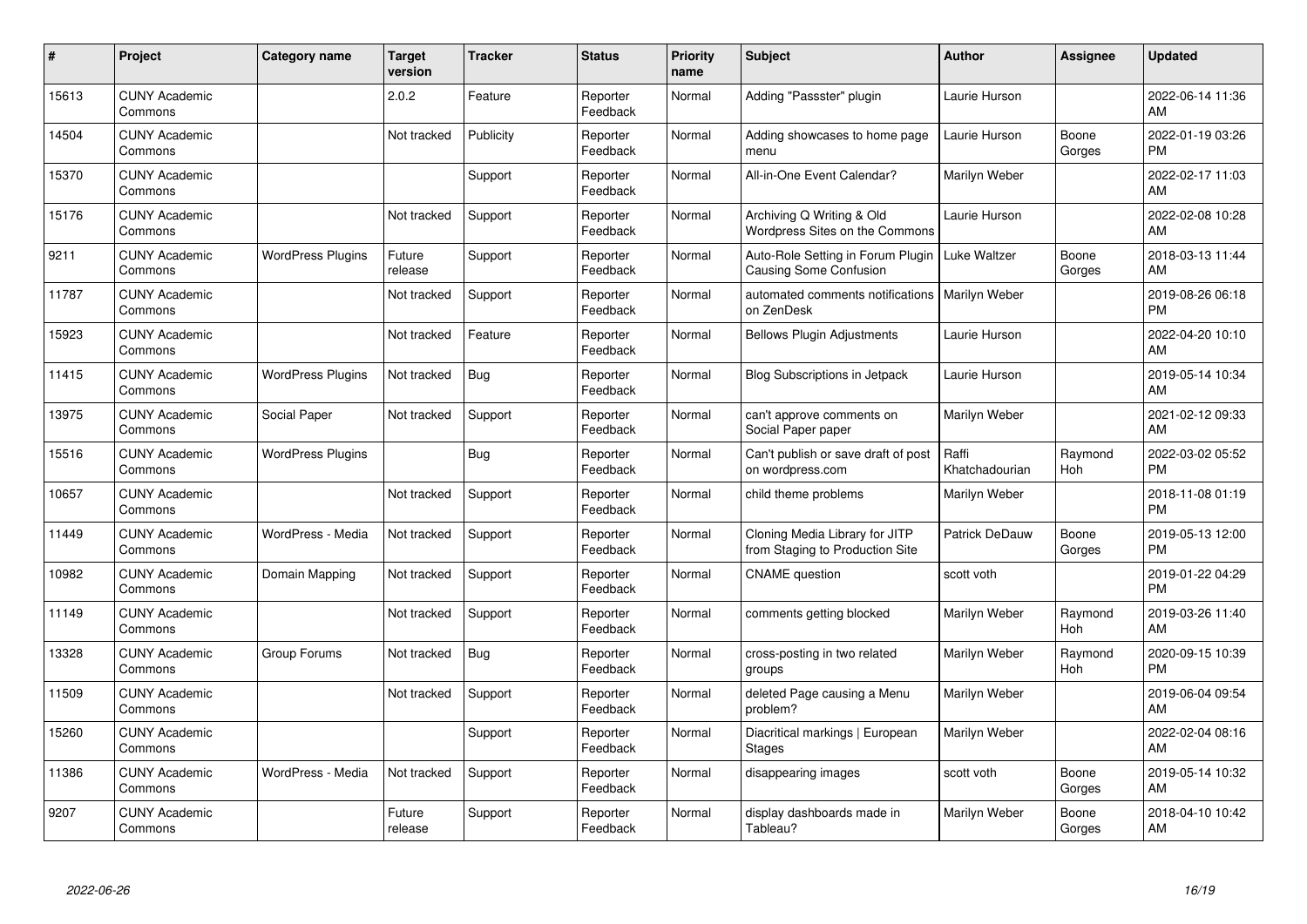| # | Project | Category name | Target version | Tracker | Status | Priority name | Subject | Author | Assignee | Updated |
|---|---|---|---|---|---|---|---|---|---|---|
| 15613 | CUNY Academic Commons | | 2.0.2 | Feature | Reporter Feedback | Normal | Adding "Passster" plugin | Laurie Hurson | | 2022-06-14 11:36 AM |
| 14504 | CUNY Academic Commons | | Not tracked | Publicity | Reporter Feedback | Normal | Adding showcases to home page menu | Laurie Hurson | Boone Gorges | 2022-01-19 03:26 PM |
| 15370 | CUNY Academic Commons | | | Support | Reporter Feedback | Normal | All-in-One Event Calendar? | Marilyn Weber | | 2022-02-17 11:03 AM |
| 15176 | CUNY Academic Commons | | Not tracked | Support | Reporter Feedback | Normal | Archiving Q Writing & Old Wordpress Sites on the Commons | Laurie Hurson | | 2022-02-08 10:28 AM |
| 9211 | CUNY Academic Commons | WordPress Plugins | Future release | Support | Reporter Feedback | Normal | Auto-Role Setting in Forum Plugin Causing Some Confusion | Luke Waltzer | Boone Gorges | 2018-03-13 11:44 AM |
| 11787 | CUNY Academic Commons | | Not tracked | Support | Reporter Feedback | Normal | automated comments notifications on ZenDesk | Marilyn Weber | | 2019-08-26 06:18 PM |
| 15923 | CUNY Academic Commons | | Not tracked | Feature | Reporter Feedback | Normal | Bellows Plugin Adjustments | Laurie Hurson | | 2022-04-20 10:10 AM |
| 11415 | CUNY Academic Commons | WordPress Plugins | Not tracked | Bug | Reporter Feedback | Normal | Blog Subscriptions in Jetpack | Laurie Hurson | | 2019-05-14 10:34 AM |
| 13975 | CUNY Academic Commons | Social Paper | Not tracked | Support | Reporter Feedback | Normal | can't approve comments on Social Paper paper | Marilyn Weber | | 2021-02-12 09:33 AM |
| 15516 | CUNY Academic Commons | WordPress Plugins | | Bug | Reporter Feedback | Normal | Can't publish or save draft of post on wordpress.com | Raffi Khatchadourian | Raymond Hoh | 2022-03-02 05:52 PM |
| 10657 | CUNY Academic Commons | | Not tracked | Support | Reporter Feedback | Normal | child theme problems | Marilyn Weber | | 2018-11-08 01:19 PM |
| 11449 | CUNY Academic Commons | WordPress - Media | Not tracked | Support | Reporter Feedback | Normal | Cloning Media Library for JITP from Staging to Production Site | Patrick DeDauw | Boone Gorges | 2019-05-13 12:00 PM |
| 10982 | CUNY Academic Commons | Domain Mapping | Not tracked | Support | Reporter Feedback | Normal | CNAME question | scott voth | | 2019-01-22 04:29 PM |
| 11149 | CUNY Academic Commons | | Not tracked | Support | Reporter Feedback | Normal | comments getting blocked | Marilyn Weber | Raymond Hoh | 2019-03-26 11:40 AM |
| 13328 | CUNY Academic Commons | Group Forums | Not tracked | Bug | Reporter Feedback | Normal | cross-posting in two related groups | Marilyn Weber | Raymond Hoh | 2020-09-15 10:39 PM |
| 11509 | CUNY Academic Commons | | Not tracked | Support | Reporter Feedback | Normal | deleted Page causing a Menu problem? | Marilyn Weber | | 2019-06-04 09:54 AM |
| 15260 | CUNY Academic Commons | | | Support | Reporter Feedback | Normal | Diacritical markings \| European Stages | Marilyn Weber | | 2022-02-04 08:16 AM |
| 11386 | CUNY Academic Commons | WordPress - Media | Not tracked | Support | Reporter Feedback | Normal | disappearing images | scott voth | Boone Gorges | 2019-05-14 10:32 AM |
| 9207 | CUNY Academic Commons | | Future release | Support | Reporter Feedback | Normal | display dashboards made in Tableau? | Marilyn Weber | Boone Gorges | 2018-04-10 10:42 AM |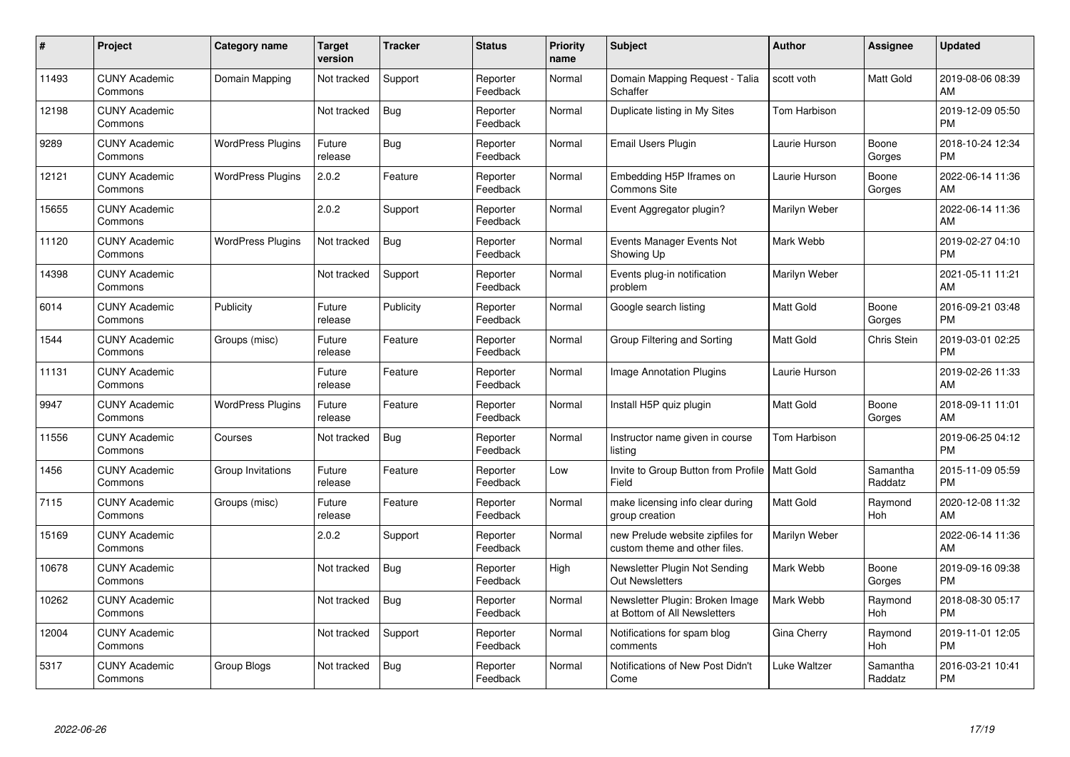| # | Project | Category name | Target version | Tracker | Status | Priority name | Subject | Author | Assignee | Updated |
|---|---|---|---|---|---|---|---|---|---|---|
| 11493 | CUNY Academic Commons | Domain Mapping | Not tracked | Support | Reporter Feedback | Normal | Domain Mapping Request - Talia Schaffer | scott voth | Matt Gold | 2019-08-06 08:39 AM |
| 12198 | CUNY Academic Commons | | Not tracked | Bug | Reporter Feedback | Normal | Duplicate listing in My Sites | Tom Harbison | | 2019-12-09 05:50 PM |
| 9289 | CUNY Academic Commons | WordPress Plugins | Future release | Bug | Reporter Feedback | Normal | Email Users Plugin | Laurie Hurson | Boone Gorges | 2018-10-24 12:34 PM |
| 12121 | CUNY Academic Commons | WordPress Plugins | 2.0.2 | Feature | Reporter Feedback | Normal | Embedding H5P Iframes on Commons Site | Laurie Hurson | Boone Gorges | 2022-06-14 11:36 AM |
| 15655 | CUNY Academic Commons | | 2.0.2 | Support | Reporter Feedback | Normal | Event Aggregator plugin? | Marilyn Weber | | 2022-06-14 11:36 AM |
| 11120 | CUNY Academic Commons | WordPress Plugins | Not tracked | Bug | Reporter Feedback | Normal | Events Manager Events Not Showing Up | Mark Webb | | 2019-02-27 04:10 PM |
| 14398 | CUNY Academic Commons | | Not tracked | Support | Reporter Feedback | Normal | Events plug-in notification problem | Marilyn Weber | | 2021-05-11 11:21 AM |
| 6014 | CUNY Academic Commons | Publicity | Future release | Publicity | Reporter Feedback | Normal | Google search listing | Matt Gold | Boone Gorges | 2016-09-21 03:48 PM |
| 1544 | CUNY Academic Commons | Groups (misc) | Future release | Feature | Reporter Feedback | Normal | Group Filtering and Sorting | Matt Gold | Chris Stein | 2019-03-01 02:25 PM |
| 11131 | CUNY Academic Commons | | Future release | Feature | Reporter Feedback | Normal | Image Annotation Plugins | Laurie Hurson | | 2019-02-26 11:33 AM |
| 9947 | CUNY Academic Commons | WordPress Plugins | Future release | Feature | Reporter Feedback | Normal | Install H5P quiz plugin | Matt Gold | Boone Gorges | 2018-09-11 11:01 AM |
| 11556 | CUNY Academic Commons | Courses | Not tracked | Bug | Reporter Feedback | Normal | Instructor name given in course listing | Tom Harbison | | 2019-06-25 04:12 PM |
| 1456 | CUNY Academic Commons | Group Invitations | Future release | Feature | Reporter Feedback | Low | Invite to Group Button from Profile Field | Matt Gold | Samantha Raddatz | 2015-11-09 05:59 PM |
| 7115 | CUNY Academic Commons | Groups (misc) | Future release | Feature | Reporter Feedback | Normal | make licensing info clear during group creation | Matt Gold | Raymond Hoh | 2020-12-08 11:32 AM |
| 15169 | CUNY Academic Commons | | 2.0.2 | Support | Reporter Feedback | Normal | new Prelude website zipfiles for custom theme and other files. | Marilyn Weber | | 2022-06-14 11:36 AM |
| 10678 | CUNY Academic Commons | | Not tracked | Bug | Reporter Feedback | High | Newsletter Plugin Not Sending Out Newsletters | Mark Webb | Boone Gorges | 2019-09-16 09:38 PM |
| 10262 | CUNY Academic Commons | | Not tracked | Bug | Reporter Feedback | Normal | Newsletter Plugin: Broken Image at Bottom of All Newsletters | Mark Webb | Raymond Hoh | 2018-08-30 05:17 PM |
| 12004 | CUNY Academic Commons | | Not tracked | Support | Reporter Feedback | Normal | Notifications for spam blog comments | Gina Cherry | Raymond Hoh | 2019-11-01 12:05 PM |
| 5317 | CUNY Academic Commons | Group Blogs | Not tracked | Bug | Reporter Feedback | Normal | Notifications of New Post Didn't Come | Luke Waltzer | Samantha Raddatz | 2016-03-21 10:41 PM |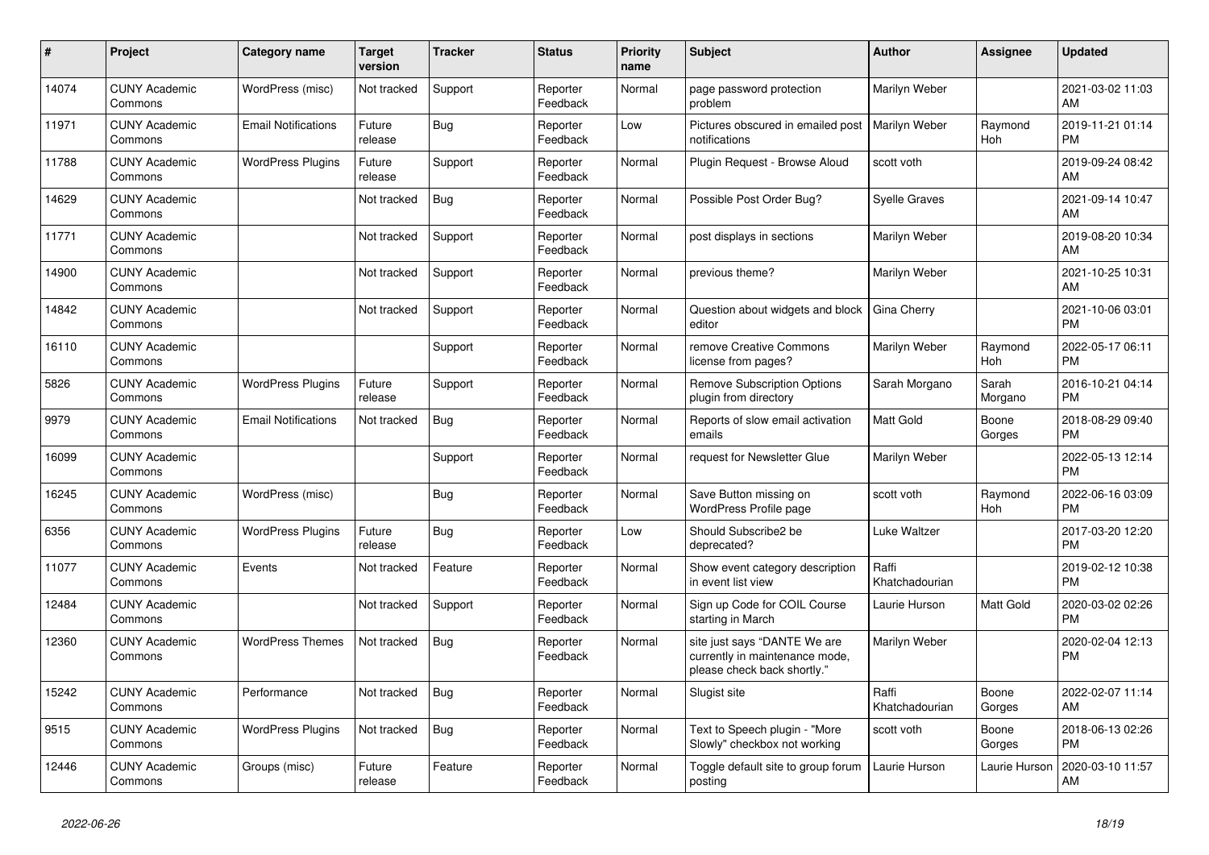| # | Project | Category name | Target version | Tracker | Status | Priority name | Subject | Author | Assignee | Updated |
|---|---|---|---|---|---|---|---|---|---|---|
| 14074 | CUNY Academic Commons | WordPress (misc) | Not tracked | Support | Reporter Feedback | Normal | page password protection problem | Marilyn Weber | | 2021-03-02 11:03 AM |
| 11971 | CUNY Academic Commons | Email Notifications | Future release | Bug | Reporter Feedback | Low | Pictures obscured in emailed post notifications | Marilyn Weber | Raymond Hoh | 2019-11-21 01:14 PM |
| 11788 | CUNY Academic Commons | WordPress Plugins | Future release | Support | Reporter Feedback | Normal | Plugin Request - Browse Aloud | scott voth | | 2019-09-24 08:42 AM |
| 14629 | CUNY Academic Commons | | Not tracked | Bug | Reporter Feedback | Normal | Possible Post Order Bug? | Syelle Graves | | 2021-09-14 10:47 AM |
| 11771 | CUNY Academic Commons | | Not tracked | Support | Reporter Feedback | Normal | post displays in sections | Marilyn Weber | | 2019-08-20 10:34 AM |
| 14900 | CUNY Academic Commons | | Not tracked | Support | Reporter Feedback | Normal | previous theme? | Marilyn Weber | | 2021-10-25 10:31 AM |
| 14842 | CUNY Academic Commons | | Not tracked | Support | Reporter Feedback | Normal | Question about widgets and block editor | Gina Cherry | | 2021-10-06 03:01 PM |
| 16110 | CUNY Academic Commons | | | Support | Reporter Feedback | Normal | remove Creative Commons license from pages? | Marilyn Weber | Raymond Hoh | 2022-05-17 06:11 PM |
| 5826 | CUNY Academic Commons | WordPress Plugins | Future release | Support | Reporter Feedback | Normal | Remove Subscription Options plugin from directory | Sarah Morgano | Sarah Morgano | 2016-10-21 04:14 PM |
| 9979 | CUNY Academic Commons | Email Notifications | Not tracked | Bug | Reporter Feedback | Normal | Reports of slow email activation emails | Matt Gold | Boone Gorges | 2018-08-29 09:40 PM |
| 16099 | CUNY Academic Commons | | | Support | Reporter Feedback | Normal | request for Newsletter Glue | Marilyn Weber | | 2022-05-13 12:14 PM |
| 16245 | CUNY Academic Commons | WordPress (misc) | | Bug | Reporter Feedback | Normal | Save Button missing on WordPress Profile page | scott voth | Raymond Hoh | 2022-06-16 03:09 PM |
| 6356 | CUNY Academic Commons | WordPress Plugins | Future release | Bug | Reporter Feedback | Low | Should Subscribe2 be deprecated? | Luke Waltzer | | 2017-03-20 12:20 PM |
| 11077 | CUNY Academic Commons | Events | Not tracked | Feature | Reporter Feedback | Normal | Show event category description in event list view | Raffi Khatchadourian | | 2019-02-12 10:38 PM |
| 12484 | CUNY Academic Commons | | Not tracked | Support | Reporter Feedback | Normal | Sign up Code for COIL Course starting in March | Laurie Hurson | Matt Gold | 2020-03-02 02:26 PM |
| 12360 | CUNY Academic Commons | WordPress Themes | Not tracked | Bug | Reporter Feedback | Normal | site just says "DANTE We are currently in maintenance mode, please check back shortly." | Marilyn Weber | | 2020-02-04 12:13 PM |
| 15242 | CUNY Academic Commons | Performance | Not tracked | Bug | Reporter Feedback | Normal | Slugist site | Raffi Khatchadourian | Boone Gorges | 2022-02-07 11:14 AM |
| 9515 | CUNY Academic Commons | WordPress Plugins | Not tracked | Bug | Reporter Feedback | Normal | Text to Speech plugin - "More Slowly" checkbox not working | scott voth | Boone Gorges | 2018-06-13 02:26 PM |
| 12446 | CUNY Academic Commons | Groups (misc) | Future release | Feature | Reporter Feedback | Normal | Toggle default site to group forum posting | Laurie Hurson | Laurie Hurson | 2020-03-10 11:57 AM |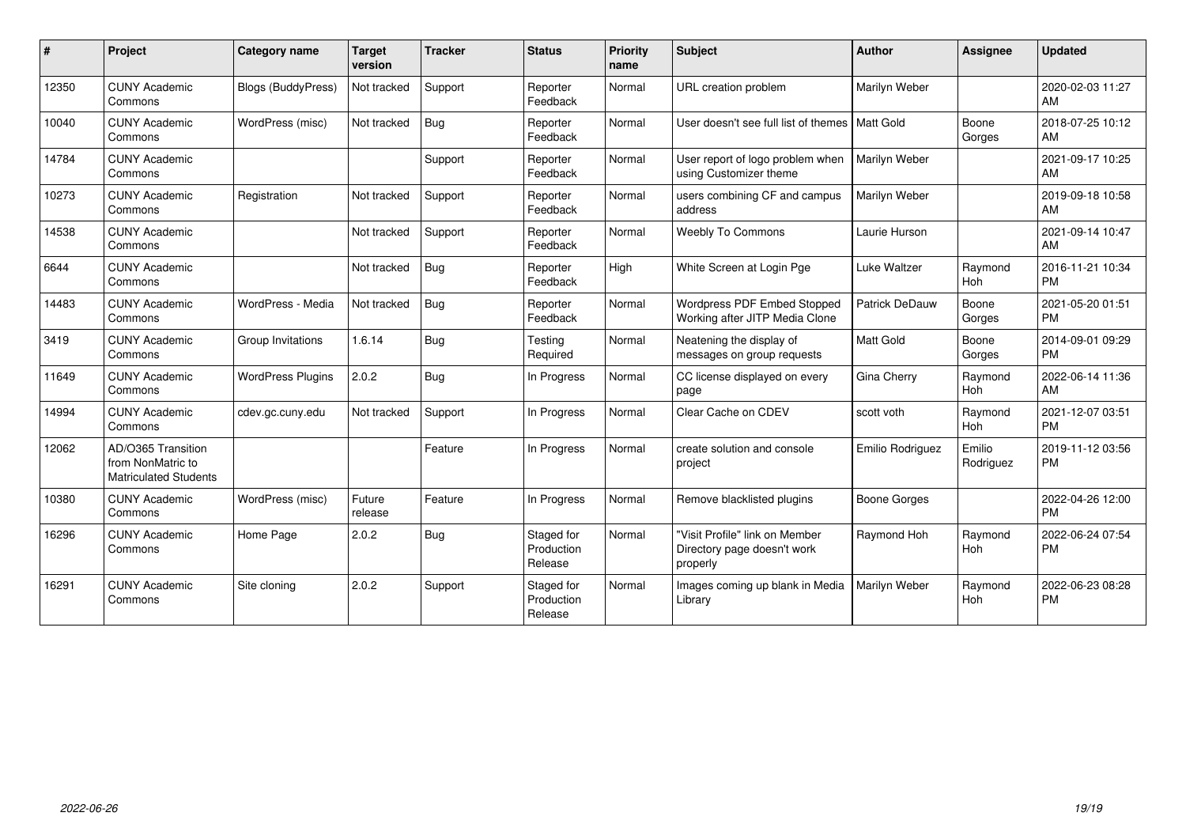| # | Project | Category name | Target version | Tracker | Status | Priority name | Subject | Author | Assignee | Updated |
|---|---|---|---|---|---|---|---|---|---|---|
| 12350 | CUNY Academic Commons | Blogs (BuddyPress) | Not tracked | Support | Reporter Feedback | Normal | URL creation problem | Marilyn Weber | | 2020-02-03 11:27 AM |
| 10040 | CUNY Academic Commons | WordPress (misc) | Not tracked | Bug | Reporter Feedback | Normal | User doesn't see full list of themes | Matt Gold | Boone Gorges | 2018-07-25 10:12 AM |
| 14784 | CUNY Academic Commons | | | Support | Reporter Feedback | Normal | User report of logo problem when using Customizer theme | Marilyn Weber | | 2021-09-17 10:25 AM |
| 10273 | CUNY Academic Commons | Registration | Not tracked | Support | Reporter Feedback | Normal | users combining CF and campus address | Marilyn Weber | | 2019-09-18 10:58 AM |
| 14538 | CUNY Academic Commons | | Not tracked | Support | Reporter Feedback | Normal | Weebly To Commons | Laurie Hurson | | 2021-09-14 10:47 AM |
| 6644 | CUNY Academic Commons | | Not tracked | Bug | Reporter Feedback | High | White Screen at Login Pge | Luke Waltzer | Raymond Hoh | 2016-11-21 10:34 PM |
| 14483 | CUNY Academic Commons | WordPress - Media | Not tracked | Bug | Reporter Feedback | Normal | Wordpress PDF Embed Stopped Working after JITP Media Clone | Patrick DeDauw | Boone Gorges | 2021-05-20 01:51 PM |
| 3419 | CUNY Academic Commons | Group Invitations | 1.6.14 | Bug | Testing Required | Normal | Neatening the display of messages on group requests | Matt Gold | Boone Gorges | 2014-09-01 09:29 PM |
| 11649 | CUNY Academic Commons | WordPress Plugins | 2.0.2 | Bug | In Progress | Normal | CC license displayed on every page | Gina Cherry | Raymond Hoh | 2022-06-14 11:36 AM |
| 14994 | CUNY Academic Commons | cdev.gc.cuny.edu | Not tracked | Support | In Progress | Normal | Clear Cache on CDEV | scott voth | Raymond Hoh | 2021-12-07 03:51 PM |
| 12062 | AD/O365 Transition from NonMatric to Matriculated Students | | | Feature | In Progress | Normal | create solution and console project | Emilio Rodriguez | Emilio Rodriguez | 2019-11-12 03:56 PM |
| 10380 | CUNY Academic Commons | WordPress (misc) | Future release | Feature | In Progress | Normal | Remove blacklisted plugins | Boone Gorges | | 2022-04-26 12:00 PM |
| 16296 | CUNY Academic Commons | Home Page | 2.0.2 | Bug | Staged for Production Release | Normal | "Visit Profile" link on Member Directory page doesn't work properly | Raymond Hoh | Raymond Hoh | 2022-06-24 07:54 PM |
| 16291 | CUNY Academic Commons | Site cloning | 2.0.2 | Support | Staged for Production Release | Normal | Images coming up blank in Media Library | Marilyn Weber | Raymond Hoh | 2022-06-23 08:28 PM |